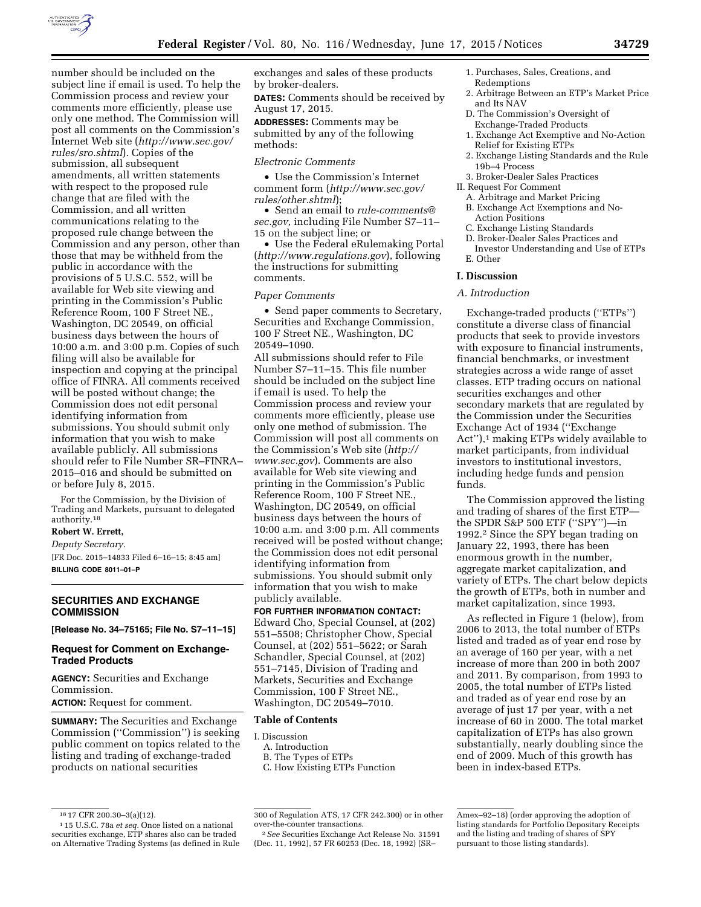number should be included on the subject line if email is used. To help the Commission process and review your comments more efficiently, please use only one method. The Commission will post all comments on the Commission's Internet Web site (*http://www.sec.gov/rules/sro.shtml*). Copies of the submission, all subsequent amendments, all written statements with respect to the proposed rule change that are filed with the Commission, and all written communications relating to the proposed rule change between the Commission and any person, other than those that may be withheld from the public in accordance with the provisions of 5 U.S.C. 552, will be available for Web site viewing and printing in the Commission's Public Reference Room, 100 F Street NE., Washington, DC 20549, on official business days between the hours of 10:00 a.m. and 3:00 p.m. Copies of such filing will also be available for inspection and copying at the principal office of FINRA. All comments received will be posted without change; the Commission does not edit personal identifying information from submissions. You should submit only information that you wish to make available publicly. All submissions should refer to File Number SR–FINRA–2015–016 and should be submitted on or before July 8, 2015.

For the Commission, by the Division of Trading and Markets, pursuant to delegated authority.[18]

**Robert W. Errett,**

*Deputy Secretary.*

[FR Doc. 2015–14833 Filed 6–16–15; 8:45 am]

**BILLING CODE 8011–01–P**

---

## SECURITIES AND EXCHANGE COMMISSION

**[Release No. 34–75165; File No. S7–11–15]**

### Request for Comment on Exchange-Traded Products

**AGENCY:** Securities and Exchange Commission.

**ACTION:** Request for comment.

**SUMMARY:** The Securities and Exchange Commission (''Commission'') is seeking public comment on topics related to the listing and trading of exchange-traded products on national securities exchanges and sales of these products by broker-dealers.

**DATES:** Comments should be received by August 17, 2015.

**ADDRESSES:** Comments may be submitted by any of the following methods:

*Electronic Comments*

- Use the Commission's Internet comment form (*http://www.sec.gov/rules/other.shtml*);
- Send an email to *rule-comments@sec.gov,* including File Number S7–11–15 on the subject line; or
- Use the Federal eRulemaking Portal (*http://www.regulations.gov*), following the instructions for submitting comments.

*Paper Comments*

- Send paper comments to Secretary, Securities and Exchange Commission, 100 F Street NE., Washington, DC 20549–1090.

All submissions should refer to File Number S7–11–15. This file number should be included on the subject line if email is used. To help the Commission process and review your comments more efficiently, please use only one method of submission. The Commission will post all comments on the Commission's Web site (*http://www.sec.gov*). Comments are also available for Web site viewing and printing in the Commission's Public Reference Room, 100 F Street NE., Washington, DC 20549, on official business days between the hours of 10:00 a.m. and 3:00 p.m. All comments received will be posted without change; the Commission does not edit personal identifying information from submissions. You should submit only information that you wish to make publicly available.

**FOR FURTHER INFORMATION CONTACT:** Edward Cho, Special Counsel, at (202) 551–5508; Christopher Chow, Special Counsel, at (202) 551–5622; or Sarah Schandler, Special Counsel, at (202) 551–7145, Division of Trading and Markets, Securities and Exchange Commission, 100 F Street NE., Washington, DC 20549–7010.

**Table of Contents**

I. Discussion
  A. Introduction
  B. The Types of ETPs
  C. How Existing ETPs Function
    1. Purchases, Sales, Creations, and Redemptions
    2. Arbitrage Between an ETP's Market Price and Its NAV
  D. The Commission's Oversight of Exchange-Traded Products
    1. Exchange Act Exemptive and No-Action Relief for Existing ETPs
    2. Exchange Listing Standards and the Rule 19b–4 Process
    3. Broker-Dealer Sales Practices
II. Request For Comment
  A. Arbitrage and Market Pricing
  B. Exchange Act Exemptions and No-Action Positions
  C. Exchange Listing Standards
  D. Broker-Dealer Sales Practices and Investor Understanding and Use of ETPs
  E. Other

## I. Discussion

### A. Introduction

Exchange-traded products (''ETPs'') constitute a diverse class of financial products that seek to provide investors with exposure to financial instruments, financial benchmarks, or investment strategies across a wide range of asset classes. ETP trading occurs on national securities exchanges and other secondary markets that are regulated by the Commission under the Securities Exchange Act of 1934 (''Exchange Act''),[1] making ETPs widely available to market participants, from individual investors to institutional investors, including hedge funds and pension funds.

The Commission approved the listing and trading of shares of the first ETP—the SPDR S&P 500 ETF (''SPY'')—in 1992.[2] Since the SPY began trading on January 22, 1993, there has been enormous growth in the number, aggregate market capitalization, and variety of ETPs. The chart below depicts the growth of ETPs, both in number and market capitalization, since 1993.

As reflected in Figure 1 (below), from 2006 to 2013, the total number of ETPs listed and traded as of year end rose by an average of 160 per year, with a net increase of more than 200 in both 2007 and 2011. By comparison, from 1993 to 2005, the total number of ETPs listed and traded as of year end rose by an average of just 17 per year, with a net increase of 60 in 2000. The total market capitalization of ETPs has also grown substantially, nearly doubling since the end of 2009. Much of this growth has been in index-based ETPs.

---

[18] 17 CFR 200.30–3(a)(12).

[1] 15 U.S.C. 78a *et seq.* Once listed on a national securities exchange, ETP shares also can be traded on Alternative Trading Systems (as defined in Rule 300 of Regulation ATS, 17 CFR 242.300) or in other over-the-counter transactions.

[2] *See* Securities Exchange Act Release No. 31591 (Dec. 11, 1992), 57 FR 60253 (Dec. 18, 1992) (SR–Amex–92–18) (order approving the adoption of listing standards for Portfolio Depositary Receipts and the listing and trading of shares of SPY pursuant to those listing standards).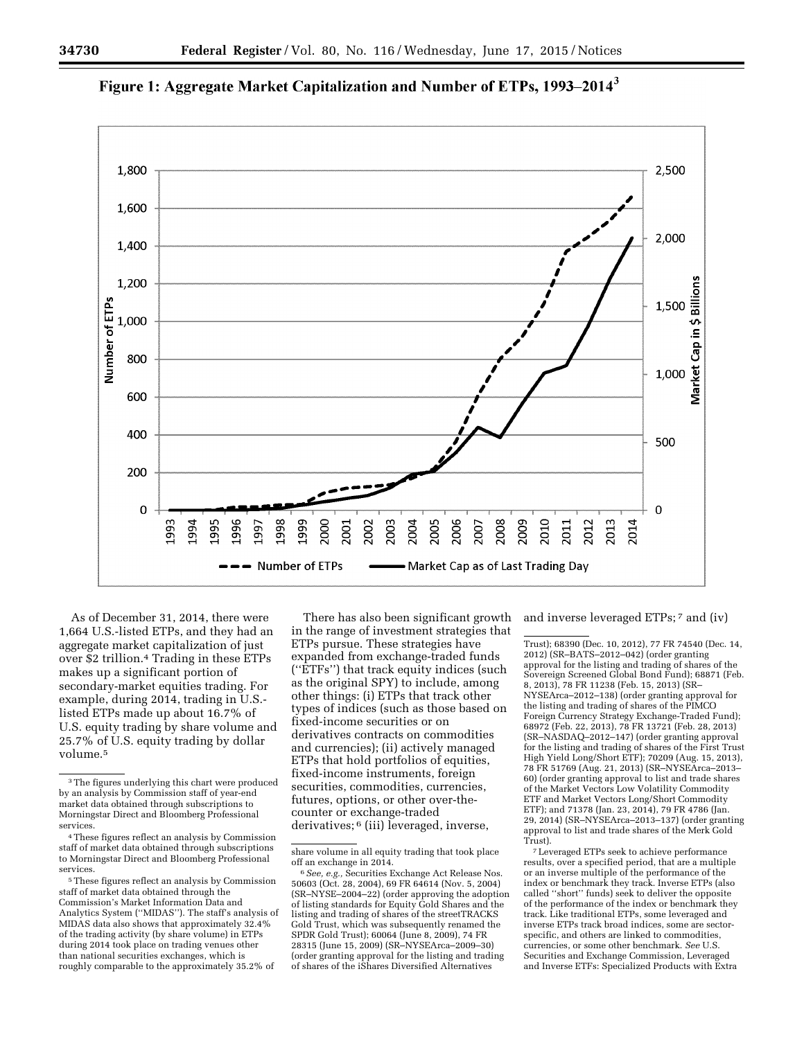**Figure 1: Aggregate Market Capitalization and Number of ETPs, 1993–2014[3]**

As of December 31, 2014, there were 1,664 U.S.-listed ETPs, and they had an aggregate market capitalization of just over $2 trillion.[4] Trading in these ETPs makes up a significant portion of secondary-market equities trading. For example, during 2014, trading in U.S.-listed ETPs made up about 16.7% of U.S. equity trading by share volume and 25.7% of U.S. equity trading by dollar volume.[5]

There has also been significant growth in the range of investment strategies that ETPs pursue. These strategies have expanded from exchange-traded funds (''ETFs'') that track equity indices (such as the original SPY) to include, among other things: (i) ETPs that track other types of indices (such as those based on fixed-income securities or on derivatives contracts on commodities and currencies); (ii) actively managed ETPs that hold portfolios of equities, fixed-income instruments, foreign securities, commodities, currencies, futures, options, or other over-the-counter or exchange-traded derivatives;[6] (iii) leveraged, inverse, and inverse leveraged ETPs;[7] and (iv)

---

[3] The figures underlying this chart were produced by an analysis by Commission staff of year-end market data obtained through subscriptions to Morningstar Direct and Bloomberg Professional services.

[4] These figures reflect an analysis by Commission staff of market data obtained through subscriptions to Morningstar Direct and Bloomberg Professional services.

[5] These figures reflect an analysis by Commission staff of market data obtained through the Commission's Market Information Data and Analytics System (''MIDAS''). The staff's analysis of MIDAS data also shows that approximately 32.4% of the trading activity (by share volume) in ETPs during 2014 took place on trading venues other than national securities exchanges, which is roughly comparable to the approximately 35.2% of share volume in all equity trading that took place off an exchange in 2014.

[6] *See, e.g.,* Securities Exchange Act Release Nos. 50603 (Oct. 28, 2004), 69 FR 64614 (Nov. 5, 2004) (SR–NYSE–2004–22) (order approving the adoption of listing standards for Equity Gold Shares and the listing and trading of shares of the streetTRACKS Gold Trust, which was subsequently renamed the SPDR Gold Trust); 60064 (June 8, 2009), 74 FR 28315 (June 15, 2009) (SR–NYSEArca–2009–30) (order granting approval for the listing and trading of shares of the iShares Diversified Alternatives Trust); 68390 (Dec. 10, 2012), 77 FR 74540 (Dec. 14, 2012) (SR–BATS–2012–042) (order granting approval for the listing and trading of shares of the Sovereign Screened Global Bond Fund); 68871 (Feb. 8, 2013), 78 FR 11238 (Feb. 15, 2013) (SR–NYSEArca–2012–138) (order granting approval for the listing and trading of shares of the PIMCO Foreign Currency Strategy Exchange-Traded Fund); 68972 (Feb. 22, 2013), 78 FR 13721 (Feb. 28, 2013) (SR–NASDAQ–2012–147) (order granting approval for the listing and trading of shares of the First Trust High Yield Long/Short ETF); 70209 (Aug. 15, 2013), 78 FR 51769 (Aug. 21, 2013) (SR–NYSEArca–2013–60) (order granting approval to list and trade shares of the Market Vectors Low Volatility Commodity ETF and Market Vectors Long/Short Commodity ETF); and 71378 (Jan. 23, 2014), 79 FR 4786 (Jan. 29, 2014) (SR–NYSEArca–2013–137) (order granting approval to list and trade shares of the Merk Gold Trust).

[7] Leveraged ETPs seek to achieve performance results, over a specified period, that are a multiple or an inverse multiple of the performance of the index or benchmark they track. Inverse ETPs (also called ''short'' funds) seek to deliver the opposite of the performance of the index or benchmark they track. Like traditional ETPs, some leveraged and inverse ETPs track broad indices, some are sector-specific, and others are linked to commodities, currencies, or some other benchmark. *See* U.S. Securities and Exchange Commission, Leveraged and Inverse ETFs: Specialized Products with Extra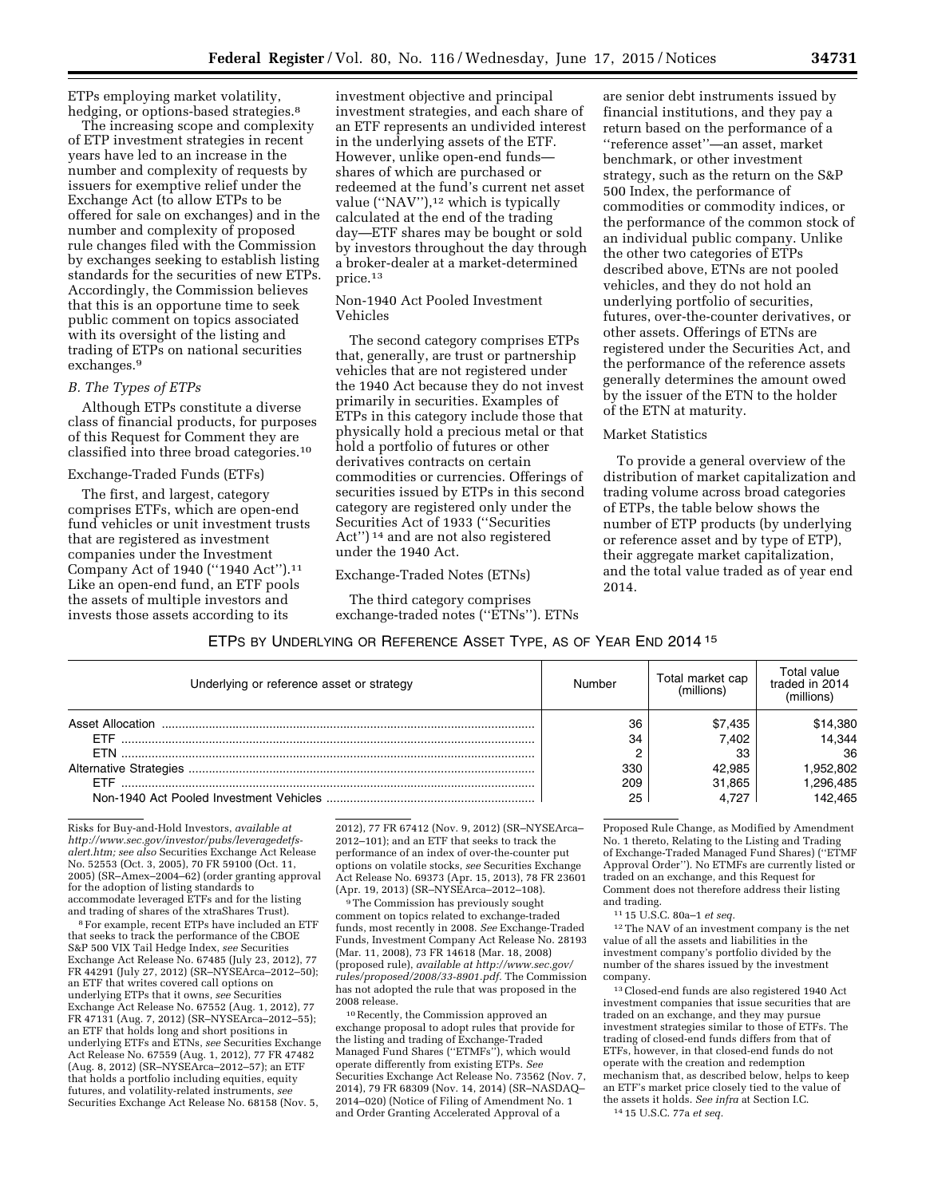ETPs employing market volatility, hedging, or options-based strategies.[8]

The increasing scope and complexity of ETP investment strategies in recent years have led to an increase in the number and complexity of requests by issuers for exemptive relief under the Exchange Act (to allow ETPs to be offered for sale on exchanges) and in the number and complexity of proposed rule changes filed with the Commission by exchanges seeking to establish listing standards for the securities of new ETPs. Accordingly, the Commission believes that this is an opportune time to seek public comment on topics associated with its oversight of the listing and trading of ETPs on national securities exchanges.[9]

### *B. The Types of ETPs*

Although ETPs constitute a diverse class of financial products, for purposes of this Request for Comment they are classified into three broad categories.[10]

#### Exchange-Traded Funds (ETFs)

The first, and largest, category comprises ETFs, which are open-end fund vehicles or unit investment trusts that are registered as investment companies under the Investment Company Act of 1940 (''1940 Act'').[11] Like an open-end fund, an ETF pools the assets of multiple investors and invests those assets according to its investment objective and principal investment strategies, and each share of an ETF represents an undivided interest in the underlying assets of the ETF. However, unlike open-end funds—shares of which are purchased or redeemed at the fund's current net asset value (''NAV''),[12] which is typically calculated at the end of the trading day—ETF shares may be bought or sold by investors throughout the day through a broker-dealer at a market-determined price.[13]

#### Non-1940 Act Pooled Investment Vehicles

The second category comprises ETPs that, generally, are trust or partnership vehicles that are not registered under the 1940 Act because they do not invest primarily in securities. Examples of ETPs in this category include those that physically hold a precious metal or that hold a portfolio of futures or other derivatives contracts on certain commodities or currencies. Offerings of securities issued by ETPs in this second category are registered only under the Securities Act of 1933 (''Securities Act'')[14] and are not also registered under the 1940 Act.

#### Exchange-Traded Notes (ETNs)

The third category comprises exchange-traded notes (''ETNs''). ETNs are senior debt instruments issued by financial institutions, and they pay a return based on the performance of a ''reference asset''—an asset, market benchmark, or other investment strategy, such as the return on the S&P 500 Index, the performance of commodities or commodity indices, or the performance of the common stock of an individual public company. Unlike the other two categories of ETPs described above, ETNs are not pooled vehicles, and they do not hold an underlying portfolio of securities, futures, over-the-counter derivatives, or other assets. Offerings of ETNs are registered under the Securities Act, and the performance of the reference assets generally determines the amount owed by the issuer of the ETN to the holder of the ETN at maturity.

#### Market Statistics

To provide a general overview of the distribution of market capitalization and trading volume across broad categories of ETPs, the table below shows the number of ETP products (by underlying or reference asset and by type of ETP), their aggregate market capitalization, and the total value traded as of year end 2014.

ETPs BY UNDERLYING OR REFERENCE ASSET TYPE, AS OF YEAR END 2014[15]

| Underlying or reference asset or strategy | Number | Total market cap (millions) | Total value traded in 2014 (millions) |
|---|---|---|---|
| Asset Allocation | 36 | $7,435 | $14,380 |
| ETF | 34 | 7,402 | 14,344 |
| ETN | 2 | 33 | 36 |
| Alternative Strategies | 330 | 42,985 | 1,952,802 |
| ETF | 209 | 31,865 | 1,296,485 |
| Non-1940 Act Pooled Investment Vehicles | 25 | 4,727 | 142,465 |

Risks for Buy-and-Hold Investors, *available at http://www.sec.gov/investor/pubs/leveragedetfs-alert.htm; see also* Securities Exchange Act Release No. 52553 (Oct. 3, 2005), 70 FR 59100 (Oct. 11, 2005) (SR–Amex–2004–62) (order granting approval for the adoption of listing standards to accommodate leveraged ETFs and for the listing and trading of shares of the xtraShares Trust).

[8] For example, recent ETPs have included an ETF that seeks to track the performance of the CBOE S&P 500 VIX Tail Hedge Index, *see* Securities Exchange Act Release No. 67485 (July 23, 2012), 77 FR 44291 (July 27, 2012) (SR–NYSEArca–2012–50); an ETF that writes covered call options on underlying ETPs that it owns, *see* Securities Exchange Act Release No. 67552 (Aug. 1, 2012), 77 FR 47131 (Aug. 7, 2012) (SR–NYSEArca–2012–55); an ETF that holds long and short positions in underlying ETFs and ETNs, *see* Securities Exchange Act Release No. 67559 (Aug. 1, 2012), 77 FR 47482 (Aug. 8, 2012) (SR–NYSEArca–2012–57); an ETF that holds a portfolio including equities, equity futures, and volatility-related instruments, *see* Securities Exchange Act Release No. 68158 (Nov. 5, 2012), 77 FR 67412 (Nov. 9, 2012) (SR–NYSEArca–2012–101); and an ETF that seeks to track the performance of an index of over-the-counter put options on volatile stocks, *see* Securities Exchange Act Release No. 69373 (Apr. 15, 2013), 78 FR 23601 (Apr. 19, 2013) (SR–NYSEArca–2012–108).

[9] The Commission has previously sought comment on topics related to exchange-traded funds, most recently in 2008. *See* Exchange-Traded Funds, Investment Company Act Release No. 28193 (Mar. 11, 2008), 73 FR 14618 (Mar. 18, 2008) (proposed rule), *available at http://www.sec.gov/rules/proposed/2008/33-8901.pdf.* The Commission has not adopted the rule that was proposed in the 2008 release.

[10] Recently, the Commission approved an exchange proposal to adopt rules that provide for the listing and trading of Exchange-Traded Managed Fund Shares (''ETMFs''), which would operate differently from existing ETPs. *See* Securities Exchange Act Release No. 73562 (Nov. 7, 2014), 79 FR 68309 (Nov. 14, 2014) (SR–NASDAQ–2014–020) (Notice of Filing of Amendment No. 1 and Order Granting Accelerated Approval of a Proposed Rule Change, as Modified by Amendment No. 1 thereto, Relating to the Listing and Trading of Exchange-Traded Managed Fund Shares) (''ETMF Approval Order''). No ETMFs are currently listed or traded on an exchange, and this Request for Comment does not therefore address their listing and trading.

[11] 15 U.S.C. 80a–1 *et seq.*

[12] The NAV of an investment company is the net value of all the assets and liabilities in the investment company's portfolio divided by the number of the shares issued by the investment company.

[13] Closed-end funds are also registered 1940 Act investment companies that issue securities that are traded on an exchange, and they may pursue investment strategies similar to those of ETFs. The trading of closed-end funds differs from that of ETFs, however, in that closed-end funds do not operate with the creation and redemption mechanism that, as described below, helps to keep an ETF's market price closely tied to the value of the assets it holds. *See infra* at Section I.C.

[14] 15 U.S.C. 77a *et seq.*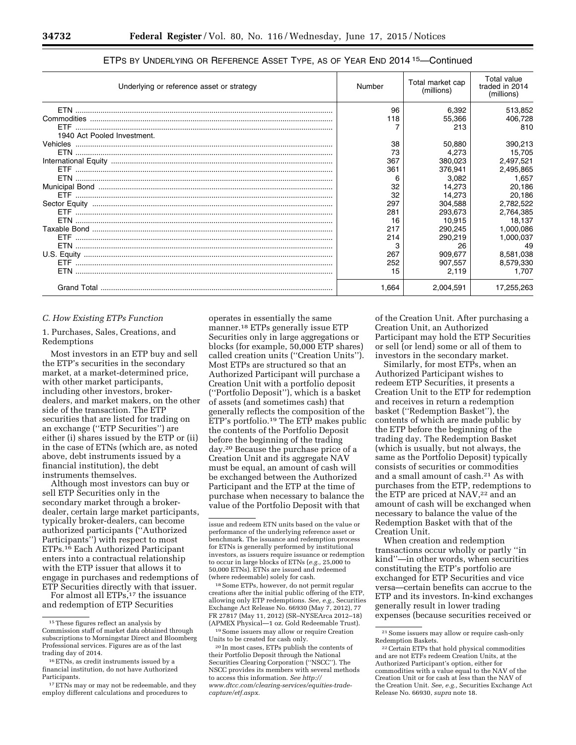ETPs BY UNDERLYING OR REFERENCE ASSET TYPE, AS OF YEAR END 2014 [15]—Continued

| Underlying or reference asset or strategy | Number | Total market cap (millions) | Total value traded in 2014 (millions) |
|---|---|---|---|
| ETN | 96 | 6,392 | 513,852 |
| Commodities | 118 | 55,366 | 406,728 |
| ETF | 7 | 213 | 810 |
| 1940 Act Pooled Investment. Vehicles | 38 | 50,880 | 390,213 |
| ETN | 73 | 4,273 | 15,705 |
| International Equity | 367 | 380,023 | 2,497,521 |
| ETF | 361 | 376,941 | 2,495,865 |
| ETN | 6 | 3,082 | 1,657 |
| Municipal Bond | 32 | 14,273 | 20,186 |
| ETF | 32 | 14,273 | 20,186 |
| Sector Equity | 297 | 304,588 | 2,782,522 |
| ETF | 281 | 293,673 | 2,764,385 |
| ETN | 16 | 10,915 | 18,137 |
| Taxable Bond | 217 | 290,245 | 1,000,086 |
| ETF | 214 | 290,219 | 1,000,037 |
| ETN | 3 | 26 | 49 |
| U.S. Equity | 267 | 909,677 | 8,581,038 |
| ETF | 252 | 907,557 | 8,579,330 |
| ETN | 15 | 2,119 | 1,707 |
| Grand Total | 1,664 | 2,004,591 | 17,255,263 |

### C. How Existing ETPs Function

#### 1. Purchases, Sales, Creations, and Redemptions

Most investors in an ETP buy and sell the ETP's securities in the secondary market, at a market-determined price, with other market participants, including other investors, broker-dealers, and market makers, on the other side of the transaction. The ETP securities that are listed for trading on an exchange (''ETP Securities'') are either (i) shares issued by the ETP or (ii) in the case of ETNs (which are, as noted above, debt instruments issued by a financial institution), the debt instruments themselves.

Although most investors can buy or sell ETP Securities only in the secondary market through a broker-dealer, certain large market participants, typically broker-dealers, can become authorized participants (''Authorized Participants'') with respect to most ETPs.[16] Each Authorized Participant enters into a contractual relationship with the ETP issuer that allows it to engage in purchases and redemptions of ETP Securities directly with that issuer.

For almost all ETPs,[17] the issuance and redemption of ETP Securities operates in essentially the same manner.[18] ETPs generally issue ETP Securities only in large aggregations or blocks (for example, 50,000 ETP shares) called creation units (''Creation Units''). Most ETPs are structured so that an Authorized Participant will purchase a Creation Unit with a portfolio deposit (''Portfolio Deposit''), which is a basket of assets (and sometimes cash) that generally reflects the composition of the ETP's portfolio.[19] The ETP makes public the contents of the Portfolio Deposit before the beginning of the trading day.[20] Because the purchase price of a Creation Unit and its aggregate NAV must be equal, an amount of cash will be exchanged between the Authorized Participant and the ETP at the time of purchase when necessary to balance the value of the Portfolio Deposit with that of the Creation Unit. After purchasing a Creation Unit, an Authorized Participant may hold the ETP Securities or sell (or lend) some or all of them to investors in the secondary market.

Similarly, for most ETPs, when an Authorized Participant wishes to redeem ETP Securities, it presents a Creation Unit to the ETP for redemption and receives in return a redemption basket (''Redemption Basket''), the contents of which are made public by the ETP before the beginning of the trading day. The Redemption Basket (which is usually, but not always, the same as the Portfolio Deposit) typically consists of securities or commodities and a small amount of cash.[21] As with purchases from the ETP, redemptions to the ETP are priced at NAV,[22] and an amount of cash will be exchanged when necessary to balance the value of the Redemption Basket with that of the Creation Unit.

When creation and redemption transactions occur wholly or partly ''in kind''—in other words, when securities constituting the ETP's portfolio are exchanged for ETP Securities and vice versa—certain benefits can accrue to the ETP and its investors. In-kind exchanges generally result in lower trading expenses (because securities received or

---

[15] These figures reflect an analysis by Commission staff of market data obtained through subscriptions to Morningstar Direct and Bloomberg Professional services. Figures are as of the last trading day of 2014.

[16] ETNs, as credit instruments issued by a financial institution, do not have Authorized Participants.

[17] ETNs may or may not be redeemable, and they employ different calculations and procedures to issue and redeem ETN units based on the value or performance of the underlying reference asset or benchmark. The issuance and redemption process for ETNs is generally performed by institutional investors, as issuers require issuance or redemption to occur in large blocks of ETNs (*e.g.,* 25,000 to 50,000 ETNs). ETNs are issued and redeemed (where redeemable) solely for cash.

[18] Some ETPs, however, do not permit regular creations after the initial public offering of the ETP, allowing only ETP redemptions. *See, e.g.,* Securities Exchange Act Release No. 66930 (May 7, 2012), 77 FR 27817 (May 11, 2012) (SR–NYSEArca 2012–18) (APMEX Physical—1 oz. Gold Redeemable Trust).

[19] Some issuers may allow or require Creation Units to be created for cash only.

[20] In most cases, ETPs publish the contents of their Portfolio Deposit through the National Securities Clearing Corporation (''NSCC''). The NSCC provides its members with several methods to access this information. *See http://www.dtcc.com/clearing-services/equities-trade-capture/etf.aspx.*

[21] Some issuers may allow or require cash-only Redemption Baskets.

[22] Certain ETPs that hold physical commodities and are not ETFs redeem Creation Units, at the Authorized Participant's option, either for commodities with a value equal to the NAV of the Creation Unit or for cash at less than the NAV of the Creation Unit. *See, e.g.,* Securities Exchange Act Release No. 66930, *supra* note 18.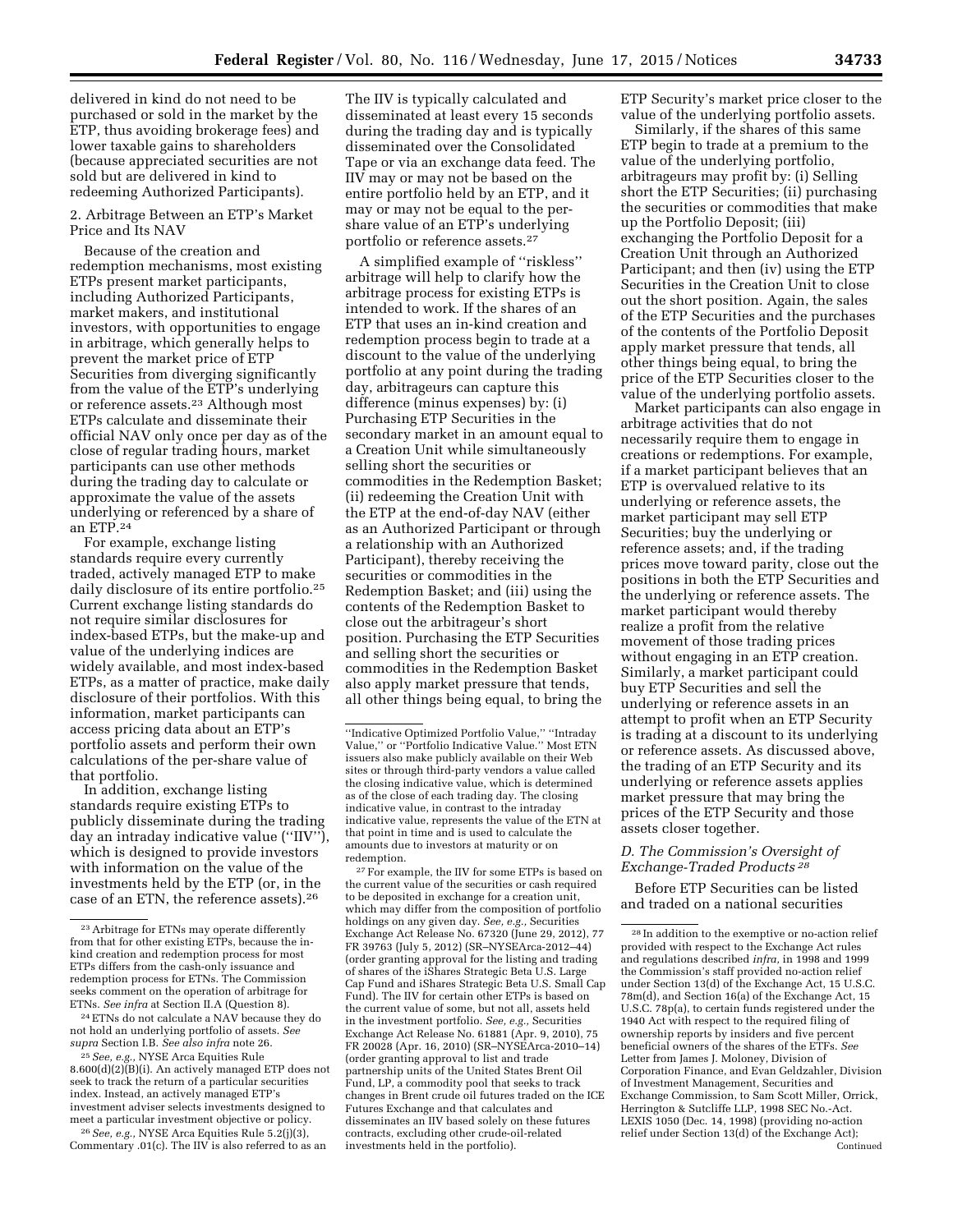delivered in kind do not need to be purchased or sold in the market by the ETP, thus avoiding brokerage fees) and lower taxable gains to shareholders (because appreciated securities are not sold but are delivered in kind to redeeming Authorized Participants).

2. Arbitrage Between an ETP's Market Price and Its NAV

Because of the creation and redemption mechanisms, most existing ETPs present market participants, including Authorized Participants, market makers, and institutional investors, with opportunities to engage in arbitrage, which generally helps to prevent the market price of ETP Securities from diverging significantly from the value of the ETP's underlying or reference assets.[23] Although most ETPs calculate and disseminate their official NAV only once per day as of the close of regular trading hours, market participants can use other methods during the trading day to calculate or approximate the value of the assets underlying or referenced by a share of an ETP.[24]

For example, exchange listing standards require every currently traded, actively managed ETP to make daily disclosure of its entire portfolio.[25] Current exchange listing standards do not require similar disclosures for index-based ETPs, but the make-up and value of the underlying indices are widely available, and most index-based ETPs, as a matter of practice, make daily disclosure of their portfolios. With this information, market participants can access pricing data about an ETP's portfolio assets and perform their own calculations of the per-share value of that portfolio.

In addition, exchange listing standards require existing ETPs to publicly disseminate during the trading day an intraday indicative value (''IIV''), which is designed to provide investors with information on the value of the investments held by the ETP (or, in the case of an ETN, the reference assets).[26] The IIV is typically calculated and disseminated at least every 15 seconds during the trading day and is typically disseminated over the Consolidated Tape or via an exchange data feed. The IIV may or may not be based on the entire portfolio held by an ETP, and it may or may not be equal to the per-share value of an ETP's underlying portfolio or reference assets.[27]

A simplified example of ''riskless'' arbitrage will help to clarify how the arbitrage process for existing ETPs is intended to work. If the shares of an ETP that uses an in-kind creation and redemption process begin to trade at a discount to the value of the underlying portfolio at any point during the trading day, arbitrageurs can capture this difference (minus expenses) by: (i) Purchasing ETP Securities in the secondary market in an amount equal to a Creation Unit while simultaneously selling short the securities or commodities in the Redemption Basket; (ii) redeeming the Creation Unit with the ETP at the end-of-day NAV (either as an Authorized Participant or through a relationship with an Authorized Participant), thereby receiving the securities or commodities in the Redemption Basket; and (iii) using the contents of the Redemption Basket to close out the arbitrageur's short position. Purchasing the ETP Securities and selling short the securities or commodities in the Redemption Basket also apply market pressure that tends, all other things being equal, to bring the ETP Security's market price closer to the value of the underlying portfolio assets.

Similarly, if the shares of this same ETP begin to trade at a premium to the value of the underlying portfolio, arbitrageurs may profit by: (i) Selling short the ETP Securities; (ii) purchasing the securities or commodities that make up the Portfolio Deposit; (iii) exchanging the Portfolio Deposit for a Creation Unit through an Authorized Participant; and then (iv) using the ETP Securities in the Creation Unit to close out the short position. Again, the sales of the ETP Securities and the purchases of the contents of the Portfolio Deposit apply market pressure that tends, all other things being equal, to bring the price of the ETP Securities closer to the value of the underlying portfolio assets.

Market participants can also engage in arbitrage activities that do not necessarily require them to engage in creations or redemptions. For example, if a market participant believes that an ETP is overvalued relative to its underlying or reference assets, the market participant may sell ETP Securities; buy the underlying or reference assets; and, if the trading prices move toward parity, close out the positions in both the ETP Securities and the underlying or reference assets. The market participant would thereby realize a profit from the relative movement of those trading prices without engaging in an ETP creation. Similarly, a market participant could buy ETP Securities and sell the underlying or reference assets in an attempt to profit when an ETP Security is trading at a discount to its underlying or reference assets. As discussed above, the trading of an ETP Security and its underlying or reference assets applies market pressure that may bring the prices of the ETP Security and those assets closer together.

### *D. The Commission's Oversight of Exchange-Traded Products*[28]

Before ETP Securities can be listed and traded on a national securities

---

[23] Arbitrage for ETNs may operate differently from that for other existing ETPs, because the in-kind creation and redemption process for most ETPs differs from the cash-only issuance and redemption process for ETNs. The Commission seeks comment on the operation of arbitrage for ETNs. *See infra* at Section II.A (Question 8).

[24] ETNs do not calculate a NAV because they do not hold an underlying portfolio of assets. *See supra* Section I.B. *See also infra* note 26.

[25] *See, e.g.,* NYSE Arca Equities Rule 8.600(d)(2)(B)(i). An actively managed ETP does not seek to track the return of a particular securities index. Instead, an actively managed ETP's investment adviser selects investments designed to meet a particular investment objective or policy.

[26] *See, e.g.,* NYSE Arca Equities Rule 5.2(j)(3), Commentary .01(c). The IIV is also referred to as an ''Indicative Optimized Portfolio Value,'' ''Intraday Value,'' or ''Portfolio Indicative Value.'' Most ETN issuers also make publicly available on their Web sites or through third-party vendors a value called the closing indicative value, which is determined as of the close of each trading day. The closing indicative value, in contrast to the intraday indicative value, represents the value of the ETN at that point in time and is used to calculate the amounts due to investors at maturity or on redemption.

[27] For example, the IIV for some ETPs is based on the current value of the securities or cash required to be deposited in exchange for a creation unit, which may differ from the composition of portfolio holdings on any given day. *See, e.g.,* Securities Exchange Act Release No. 67320 (June 29, 2012), 77 FR 39763 (July 5, 2012) (SR–NYSEArca-2012–44) (order granting approval for the listing and trading of shares of the iShares Strategic Beta U.S. Large Cap Fund and iShares Strategic Beta U.S. Small Cap Fund). The IIV for certain other ETPs is based on the current value of some, but not all, assets held in the investment portfolio. *See, e.g.,* Securities Exchange Act Release No. 61881 (Apr. 9, 2010), 75 FR 20028 (Apr. 16, 2010) (SR–NYSEArca-2010–14) (order granting approval to list and trade partnership units of the United States Brent Oil Fund, LP, a commodity pool that seeks to track changes in Brent crude oil futures traded on the ICE Futures Exchange and that calculates and disseminates an IIV based solely on these futures contracts, excluding other crude-oil-related investments held in the portfolio).

[28] In addition to the exemptive or no-action relief provided with respect to the Exchange Act rules and regulations described *infra,* in 1998 and 1999 the Commission's staff provided no-action relief under Section 13(d) of the Exchange Act, 15 U.S.C. 78m(d), and Section 16(a) of the Exchange Act, 15 U.S.C. 78p(a), to certain funds registered under the 1940 Act with respect to the required filing of ownership reports by insiders and five percent beneficial owners of the shares of the ETFs. *See* Letter from James J. Moloney, Division of Corporation Finance, and Evan Geldzahler, Division of Investment Management, Securities and Exchange Commission, to Sam Scott Miller, Orrick, Herrington & Sutcliffe LLP, 1998 SEC No.-Act. LEXIS 1050 (Dec. 14, 1998) (providing no-action relief under Section 13(d) of the Exchange Act); Continued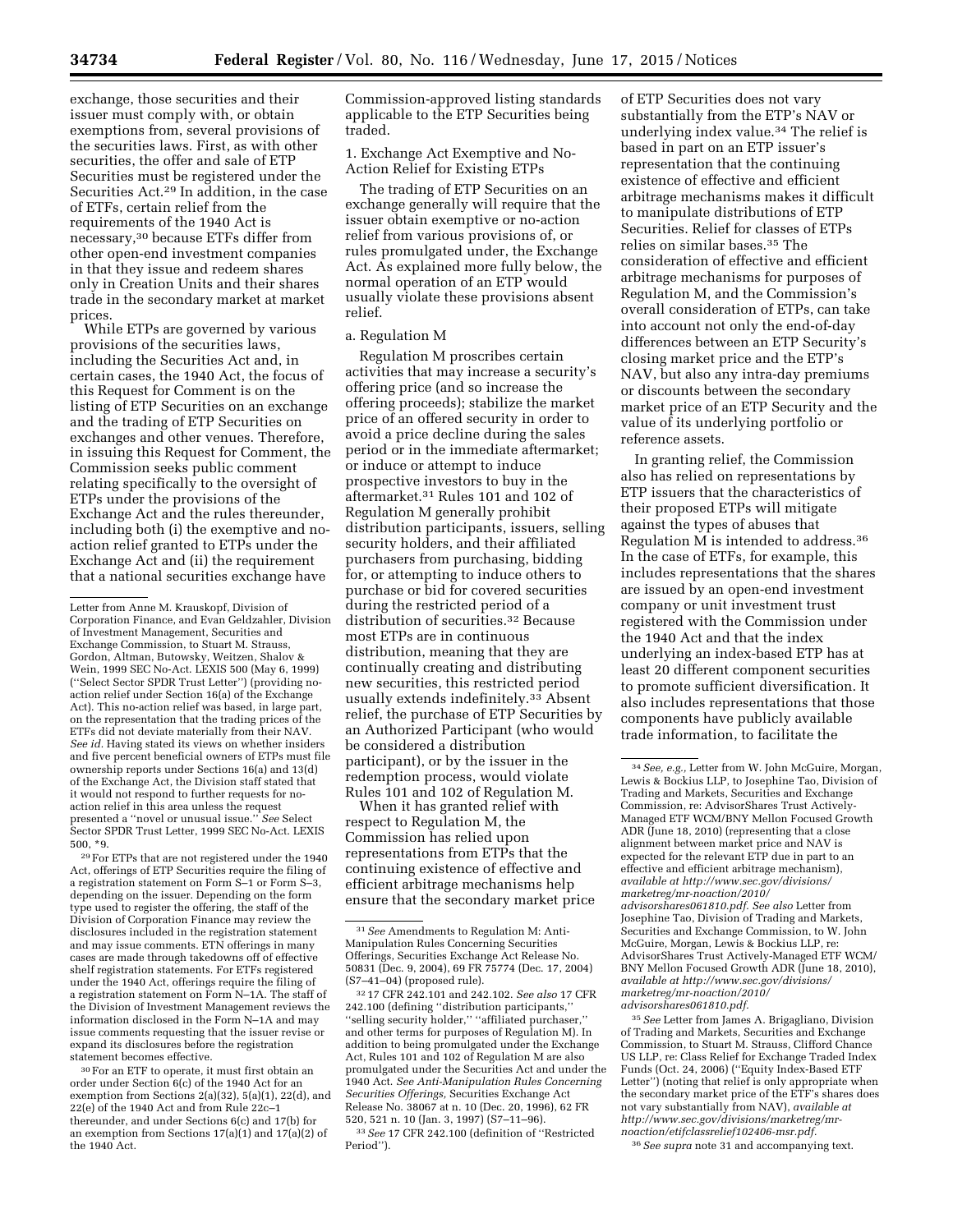exchange, those securities and their issuer must comply with, or obtain exemptions from, several provisions of the securities laws. First, as with other securities, the offer and sale of ETP Securities must be registered under the Securities Act.[29] In addition, in the case of ETFs, certain relief from the requirements of the 1940 Act is necessary,[30] because ETFs differ from other open-end investment companies in that they issue and redeem shares only in Creation Units and their shares trade in the secondary market at market prices.

While ETPs are governed by various provisions of the securities laws, including the Securities Act and, in certain cases, the 1940 Act, the focus of this Request for Comment is on the listing of ETP Securities on an exchange and the trading of ETP Securities on exchanges and other venues. Therefore, in issuing this Request for Comment, the Commission seeks public comment relating specifically to the oversight of ETPs under the provisions of the Exchange Act and the rules thereunder, including both (i) the exemptive and no-action relief granted to ETPs under the Exchange Act and (ii) the requirement that a national securities exchange have Commission-approved listing standards applicable to the ETP Securities being traded.

### 1. Exchange Act Exemptive and No-Action Relief for Existing ETPs

The trading of ETP Securities on an exchange generally will require that the issuer obtain exemptive or no-action relief from various provisions of, or rules promulgated under, the Exchange Act. As explained more fully below, the normal operation of an ETP would usually violate these provisions absent relief.

#### a. Regulation M

Regulation M proscribes certain activities that may increase a security's offering price (and so increase the offering proceeds); stabilize the market price of an offered security in order to avoid a price decline during the sales period or in the immediate aftermarket; or induce or attempt to induce prospective investors to buy in the aftermarket.[31] Rules 101 and 102 of Regulation M generally prohibit distribution participants, issuers, selling security holders, and their affiliated purchasers from purchasing, bidding for, or attempting to induce others to purchase or bid for covered securities during the restricted period of a distribution of securities.[32] Because most ETPs are in continuous distribution, meaning that they are continually creating and distributing new securities, this restricted period usually extends indefinitely.[33] Absent relief, the purchase of ETP Securities by an Authorized Participant (who would be considered a distribution participant), or by the issuer in the redemption process, would violate Rules 101 and 102 of Regulation M.

When it has granted relief with respect to Regulation M, the Commission has relied upon representations from ETPs that the continuing existence of effective and efficient arbitrage mechanisms help ensure that the secondary market price of ETP Securities does not vary substantially from the ETP's NAV or underlying index value.[34] The relief is based in part on an ETP issuer's representation that the continuing existence of effective and efficient arbitrage mechanisms makes it difficult to manipulate distributions of ETP Securities. Relief for classes of ETPs relies on similar bases.[35] The consideration of effective and efficient arbitrage mechanisms for purposes of Regulation M, and the Commission's overall consideration of ETPs, can take into account not only the end-of-day differences between an ETP Security's closing market price and the ETP's NAV, but also any intra-day premiums or discounts between the secondary market price of an ETP Security and the value of its underlying portfolio or reference assets.

In granting relief, the Commission also has relied on representations by ETP issuers that the characteristics of their proposed ETPs will mitigate against the types of abuses that Regulation M is intended to address.[36] In the case of ETFs, for example, this includes representations that the shares are issued by an open-end investment company or unit investment trust registered with the Commission under the 1940 Act and that the index underlying an index-based ETP has at least 20 different component securities to promote sufficient diversification. It also includes representations that those components have publicly available trade information, to facilitate the

---

Letter from Anne M. Krauskopf, Division of Corporation Finance, and Evan Geldzahler, Division of Investment Management, Securities and Exchange Commission, to Stuart M. Strauss, Gordon, Altman, Butowsky, Weitzen, Shalov & Wein, 1999 SEC No-Act. LEXIS 500 (May 6, 1999) (''Select Sector SPDR Trust Letter'') (providing no-action relief under Section 16(a) of the Exchange Act). This no-action relief was based, in large part, on the representation that the trading prices of the ETFs did not deviate materially from their NAV. *See id.* Having stated its views on whether insiders and five percent beneficial owners of ETPs must file ownership reports under Sections 16(a) and 13(d) of the Exchange Act, the Division staff stated that it would not respond to further requests for no-action relief in this area unless the request presented a ''novel or unusual issue.'' *See* Select Sector SPDR Trust Letter, 1999 SEC No-Act. LEXIS 500, *9.

[29] For ETPs that are not registered under the 1940 Act, offerings of ETP Securities require the filing of a registration statement on Form S–1 or Form S–3, depending on the issuer. Depending on the form type used to register the offering, the staff of the Division of Corporation Finance may review the disclosures included in the registration statement and may issue comments. ETN offerings in many cases are made through takedowns off of effective shelf registration statements. For ETFs registered under the 1940 Act, offerings require the filing of a registration statement on Form N–1A. The staff of the Division of Investment Management reviews the information disclosed in the Form N–1A and may issue comments requesting that the issuer revise or expand its disclosures before the registration statement becomes effective.

[30] For an ETF to operate, it must first obtain an order under Section 6(c) of the 1940 Act for an exemption from Sections 2(a)(32), 5(a)(1), 22(d), and 22(e) of the 1940 Act and from Rule 22c–1 thereunder, and under Sections 6(c) and 17(b) for an exemption from Sections 17(a)(1) and 17(a)(2) of the 1940 Act.

[31] *See* Amendments to Regulation M: Anti-Manipulation Rules Concerning Securities Offerings, Securities Exchange Act Release No. 50831 (Dec. 9, 2004), 69 FR 75774 (Dec. 17, 2004) (S7–41–04) (proposed rule).

[32] 17 CFR 242.101 and 242.102. *See also* 17 CFR 242.100 (defining ''distribution participants,'' ''selling security holder,'' ''affiliated purchaser,'' and other terms for purposes of Regulation M). In addition to being promulgated under the Exchange Act, Rules 101 and 102 of Regulation M are also promulgated under the Securities Act and under the 1940 Act. *See Anti-Manipulation Rules Concerning Securities Offerings,* Securities Exchange Act Release No. 38067 at n. 10 (Dec. 20, 1996), 62 FR 520, 521 n. 10 (Jan. 3, 1997) (S7–11–96).

[33] *See* 17 CFR 242.100 (definition of ''Restricted Period'').

[34] *See, e.g.,* Letter from W. John McGuire, Morgan, Lewis & Bockius LLP, to Josephine Tao, Division of Trading and Markets, Securities and Exchange Commission, re: AdvisorShares Trust Actively-Managed ETF WCM/BNY Mellon Focused Growth ADR (June 18, 2010) (representing that a close alignment between market price and NAV is expected for the relevant ETP due in part to an effective and efficient arbitrage mechanism), *available at http://www.sec.gov/divisions/marketreg/mr-noaction/2010/advisorshares061810.pdf. See also* Letter from Josephine Tao, Division of Trading and Markets, Securities and Exchange Commission, to W. John McGuire, Morgan, Lewis & Bockius LLP, re: AdvisorShares Trust Actively-Managed ETF WCM/BNY Mellon Focused Growth ADR (June 18, 2010), *available at http://www.sec.gov/divisions/marketreg/mr-noaction/2010/advisorshares061810.pdf.*

[35] *See* Letter from James A. Brigagliano, Division of Trading and Markets, Securities and Exchange Commission, to Stuart M. Strauss, Clifford Chance US LLP, re: Class Relief for Exchange Traded Index Funds (Oct. 24, 2006) (''Equity Index-Based ETF Letter'') (noting that relief is only appropriate when the secondary market price of the ETF's shares does not vary substantially from NAV), *available at http://www.sec.gov/divisions/marketreg/mr-noaction/etifclassrelief102406-msr.pdf.*

[36] *See supra* note 31 and accompanying text.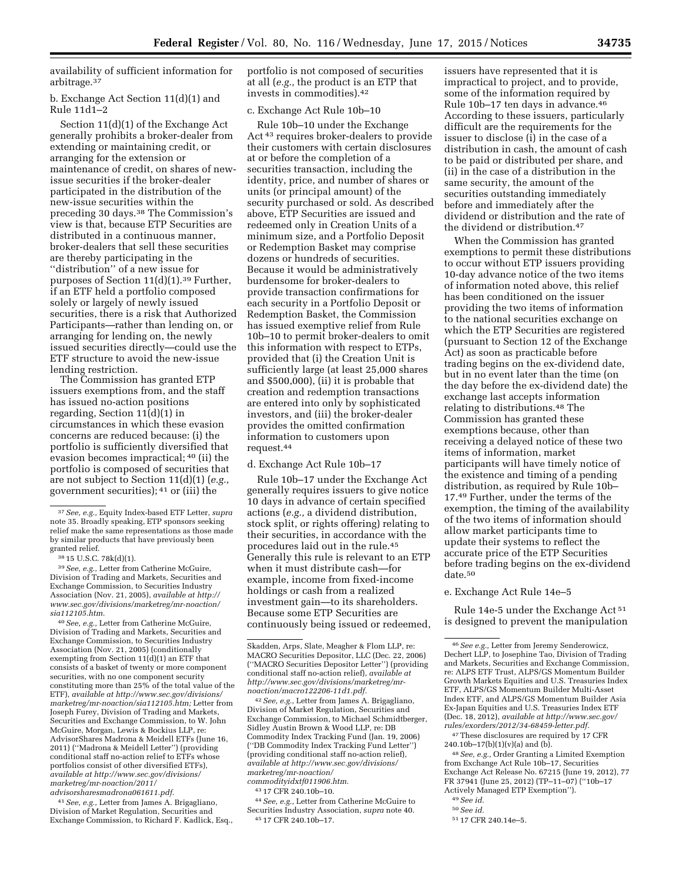availability of sufficient information for arbitrage.[37]

b. Exchange Act Section 11(d)(1) and Rule 11d1–2

Section 11(d)(1) of the Exchange Act generally prohibits a broker-dealer from extending or maintaining credit, or arranging for the extension or maintenance of credit, on shares of new-issue securities if the broker-dealer participated in the distribution of the new-issue securities within the preceding 30 days.[38] The Commission's view is that, because ETP Securities are distributed in a continuous manner, broker-dealers that sell these securities are thereby participating in the "distribution" of a new issue for purposes of Section 11(d)(1).[39] Further, if an ETF held a portfolio composed solely or largely of newly issued securities, there is a risk that Authorized Participants—rather than lending on, or arranging for lending on, the newly issued securities directly—could use the ETF structure to avoid the new-issue lending restriction.

The Commission has granted ETP issuers exemptions from, and the staff has issued no-action positions regarding, Section 11(d)(1) in circumstances in which these evasion concerns are reduced because: (i) the portfolio is sufficiently diversified that evasion becomes impractical; [40] (ii) the portfolio is composed of securities that are not subject to Section 11(d)(1) (*e.g.,* government securities); [41] or (iii) the portfolio is not composed of securities at all (*e.g.,* the product is an ETP that invests in commodities).[42]

c. Exchange Act Rule 10b–10

Rule 10b–10 under the Exchange Act [43] requires broker-dealers to provide their customers with certain disclosures at or before the completion of a securities transaction, including the identity, price, and number of shares or units (or principal amount) of the security purchased or sold. As described above, ETP Securities are issued and redeemed only in Creation Units of a minimum size, and a Portfolio Deposit or Redemption Basket may comprise dozens or hundreds of securities. Because it would be administratively burdensome for broker-dealers to provide transaction confirmations for each security in a Portfolio Deposit or Redemption Basket, the Commission has issued exemptive relief from Rule 10b–10 to permit broker-dealers to omit this information with respect to ETPs, provided that (i) the Creation Unit is sufficiently large (at least 25,000 shares and $500,000), (ii) it is probable that creation and redemption transactions are entered into only by sophisticated investors, and (iii) the broker-dealer provides the omitted confirmation information to customers upon request.[44]

d. Exchange Act Rule 10b–17

Rule 10b–17 under the Exchange Act generally requires issuers to give notice 10 days in advance of certain specified actions (*e.g.,* a dividend distribution, stock split, or rights offering) relating to their securities, in accordance with the procedures laid out in the rule.[45] Generally this rule is relevant to an ETP when it must distribute cash—for example, income from fixed-income holdings or cash from a realized investment gain—to its shareholders. Because some ETP Securities are continuously being issued or redeemed, issuers have represented that it is impractical to project, and to provide, some of the information required by Rule 10b–17 ten days in advance.[46] According to these issuers, particularly difficult are the requirements for the issuer to disclose (i) in the case of a distribution in cash, the amount of cash to be paid or distributed per share, and (ii) in the case of a distribution in the same security, the amount of the securities outstanding immediately before and immediately after the dividend or distribution and the rate of the dividend or distribution.[47]

When the Commission has granted exemptions to permit these distributions to occur without ETP issuers providing 10-day advance notice of the two items of information noted above, this relief has been conditioned on the issuer providing the two items of information to the national securities exchange on which the ETP Securities are registered (pursuant to Section 12 of the Exchange Act) as soon as practicable before trading begins on the ex-dividend date, but in no event later than the time (on the day before the ex-dividend date) the exchange last accepts information relating to distributions.[48] The Commission has granted these exemptions because, other than receiving a delayed notice of these two items of information, market participants will have timely notice of the existence and timing of a pending distribution, as required by Rule 10b–17.[49] Further, under the terms of the exemption, the timing of the availability of the two items of information should allow market participants time to update their systems to reflect the accurate price of the ETP Securities before trading begins on the ex-dividend date.[50]

e. Exchange Act Rule 14e–5

Rule 14e-5 under the Exchange Act [51] is designed to prevent the manipulation

---

[37] *See, e.g.,* Equity Index-based ETF Letter, *supra* note 35. Broadly speaking, ETP sponsors seeking relief make the same representations as those made by similar products that have previously been granted relief.

[38] 15 U.S.C. 78k(d)(1).

[39] *See, e.g.,* Letter from Catherine McGuire, Division of Trading and Markets, Securities and Exchange Commission, to Securities Industry Association (Nov. 21, 2005), *available at http://www.sec.gov/divisions/marketreg/mr-noaction/sia112105.htm.*

[40] *See, e.g.,* Letter from Catherine McGuire, Division of Trading and Markets, Securities and Exchange Commission, to Securities Industry Association (Nov. 21, 2005) (conditionally exempting from Section 11(d)(1) an ETF that consists of a basket of twenty or more component securities, with no one component security constituting more than 25% of the total value of the ETF), *available at http://www.sec.gov/divisions/marketreg/mr-noaction/sia112105.htm;* Letter from Joseph Furey, Division of Trading and Markets, Securities and Exchange Commission, to W. John McGuire, Morgan, Lewis & Bockius LLP, re: AdvisorShares Madrona & Meidell ETFs (June 16, 2011) ("Madrona & Meidell Letter") (providing conditional staff no-action relief to ETFs whose portfolios consist of other diversified ETFs), *available at http://www.sec.gov/divisions/marketreg/mr-noaction/2011/advisorsharesmadrona061611.pdf.*

[41] *See, e.g.,* Letter from James A. Brigagliano, Division of Market Regulation, Securities and Exchange Commission, to Richard F. Kadlick, Esq., Skadden, Arps, Slate, Meagher & Flom LLP, re: MACRO Securities Depositor, LLC (Dec. 22, 2006) ("MACRO Securities Depositor Letter") (providing conditional staff no-action relief), *available at http://www.sec.gov/divisions/marketreg/mr-noaction/macro122206-11d1.pdf.*

[42] *See, e.g.,* Letter from James A. Brigagliano, Division of Market Regulation, Securities and Exchange Commission, to Michael Schmidtberger, Sidley Austin Brown & Wood LLP, re: DB Commodity Index Tracking Fund (Jan. 19, 2006) ("DB Commodity Index Tracking Fund Letter") (providing conditional staff no-action relief), *available at http://www.sec.gov/divisions/marketreg/mr-noaction/commodityidxtf011906.htm.*

[43] 17 CFR 240.10b–10.

[44] *See, e.g.,* Letter from Catherine McGuire to Securities Industry Association, *supra* note 40.

[45] 17 CFR 240.10b–17.

[46] *See e.g.,* Letter from Jeremy Senderowicz, Dechert LLP, to Josephine Tao, Division of Trading and Markets, Securities and Exchange Commission, re: ALPS ETF Trust, ALPS/GS Momentum Builder Growth Markets Equities and U.S. Treasuries Index ETF, ALPS/GS Momentum Builder Multi-Asset Index ETF, and ALPS/GS Momentum Builder Asia Ex-Japan Equities and U.S. Treasuries Index ETF (Dec. 18, 2012), *available at http://www.sec.gov/rules/exorders/2012/34-68459-letter.pdf.*

[47] These disclosures are required by 17 CFR 240.10b–17(b)(1)(v)(a) and (b).

[48] *See, e.g.,* Order Granting a Limited Exemption from Exchange Act Rule 10b–17, Securities Exchange Act Release No. 67215 (June 19, 2012), 77 FR 37941 (June 25, 2012) (TP–11–07) ("10b–17 Actively Managed ETP Exemption").

[49] *See id.*

[50] *See id.*

[51] 17 CFR 240.14e–5.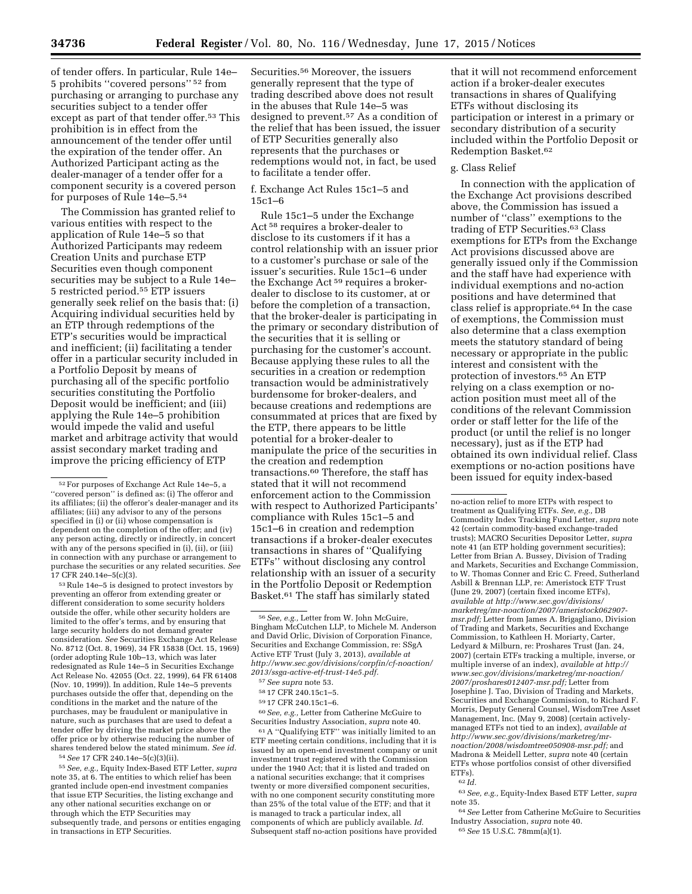of tender offers. In particular, Rule 14e–5 prohibits "covered persons" [52] from purchasing or arranging to purchase any securities subject to a tender offer except as part of that tender offer.[53] This prohibition is in effect from the announcement of the tender offer until the expiration of the tender offer. An Authorized Participant acting as the dealer-manager of a tender offer for a component security is a covered person for purposes of Rule 14e–5.[54]

The Commission has granted relief to various entities with respect to the application of Rule 14e–5 so that Authorized Participants may redeem Creation Units and purchase ETP Securities even though component securities may be subject to a Rule 14e–5 restricted period.[55] ETP issuers generally seek relief on the basis that: (i) Acquiring individual securities held by an ETP through redemptions of the ETP's securities would be impractical and inefficient; (ii) facilitating a tender offer in a particular security included in a Portfolio Deposit by means of purchasing all of the specific portfolio securities constituting the Portfolio Deposit would be inefficient; and (iii) applying the Rule 14e–5 prohibition would impede the valid and useful market and arbitrage activity that would assist secondary market trading and improve the pricing efficiency of ETP Securities.[56] Moreover, the issuers generally represent that the type of trading described above does not result in the abuses that Rule 14e–5 was designed to prevent.[57] As a condition of the relief that has been issued, the issuer of ETP Securities generally also represents that the purchases or redemptions would not, in fact, be used to facilitate a tender offer.

f. Exchange Act Rules 15c1–5 and 15c1–6

Rule 15c1–5 under the Exchange Act [58] requires a broker-dealer to disclose to its customers if it has a control relationship with an issuer prior to a customer's purchase or sale of the issuer's securities. Rule 15c1–6 under the Exchange Act [59] requires a broker-dealer to disclose to its customer, at or before the completion of a transaction, that the broker-dealer is participating in the primary or secondary distribution of the securities that it is selling or purchasing for the customer's account. Because applying these rules to all the securities in a creation or redemption transaction would be administratively burdensome for broker-dealers, and because creations and redemptions are consummated at prices that are fixed by the ETP, there appears to be little potential for a broker-dealer to manipulate the price of the securities in the creation and redemption transactions.[60] Therefore, the staff has stated that it will not recommend enforcement action to the Commission with respect to Authorized Participants' compliance with Rules 15c1–5 and 15c1–6 in creation and redemption transactions if a broker-dealer executes transactions in shares of "Qualifying ETFs" without disclosing any control relationship with an issuer of a security in the Portfolio Deposit or Redemption Basket.[61] The staff has similarly stated that it will not recommend enforcement action if a broker-dealer executes transactions in shares of Qualifying ETFs without disclosing its participation or interest in a primary or secondary distribution of a security included within the Portfolio Deposit or Redemption Basket.[62]

g. Class Relief

In connection with the application of the Exchange Act provisions described above, the Commission has issued a number of "class" exemptions to the trading of ETP Securities.[63] Class exemptions for ETPs from the Exchange Act provisions discussed above are generally issued only if the Commission and the staff have had experience with individual exemptions and no-action positions and have determined that class relief is appropriate.[64] In the case of exemptions, the Commission must also determine that a class exemption meets the statutory standard of being necessary or appropriate in the public interest and consistent with the protection of investors.[65] An ETP relying on a class exemption or no-action position must meet all of the conditions of the relevant Commission order or staff letter for the life of the product (or until the relief is no longer necessary), just as if the ETP had obtained its own individual relief. Class exemptions or no-action positions have been issued for equity index-based

---

[52] For purposes of Exchange Act Rule 14e–5, a "covered person" is defined as: (i) The offeror and its affiliates; (ii) the offeror's dealer-manager and its affiliates; (iii) any advisor to any of the persons specified in (i) or (ii) whose compensation is dependent on the completion of the offer; and (iv) any person acting, directly or indirectly, in concert with any of the persons specified in (i), (ii), or (iii) in connection with any purchase or arrangement to purchase the securities or any related securities. *See* 17 CFR 240.14e–5(c)(3).

[53] Rule 14e–5 is designed to protect investors by preventing an offeror from extending greater or different consideration to some security holders outside the offer, while other security holders are limited to the offer's terms, and by ensuring that large security holders do not demand greater consideration. *See* Securities Exchange Act Release No. 8712 (Oct. 8, 1969), 34 FR 15838 (Oct. 15, 1969) (order adopting Rule 10b–13, which was later redesignated as Rule 14e–5 in Securities Exchange Act Release No. 42055 (Oct. 22, 1999), 64 FR 61408 (Nov. 10, 1999)). In addition, Rule 14e–5 prevents purchases outside the offer that, depending on the conditions in the market and the nature of the purchases, may be fraudulent or manipulative in nature, such as purchases that are used to defeat a tender offer by driving the market price above the offer price or by otherwise reducing the number of shares tendered below the stated minimum. *See id.*

[54] *See* 17 CFR 240.14e–5(c)(3)(ii).

[55] *See, e.g.,* Equity Index-Based ETF Letter, *supra* note 35, at 6. The entities to which relief has been granted include open-end investment companies that issue ETP Securities, the listing exchange and any other national securities exchange on or through which the ETP Securities may subsequently trade, and persons or entities engaging in transactions in ETP Securities.

[56] *See, e.g.,* Letter from W. John McGuire, Bingham McCutchen LLP, to Michele M. Anderson and David Orlic, Division of Corporation Finance, Securities and Exchange Commission, re: SSgA Active ETF Trust (July 3, 2013), *available at http://www.sec.gov/divisions/corpfin/cf-noaction/2013/ssga-active-etf-trust-14e5.pdf.*

[57] *See supra* note 53.

[58] 17 CFR 240.15c1–5.

[59] 17 CFR 240.15c1–6.

[60] *See, e.g.,* Letter from Catherine McGuire to Securities Industry Association, *supra* note 40.

[61] A "Qualifying ETF" was initially limited to an ETF meeting certain conditions, including that it is issued by an open-end investment company or unit investment trust registered with the Commission under the 1940 Act; that it is listed and traded on a national securities exchange; that it comprises twenty or more diversified component securities, with no one component security constituting more than 25% of the total value of the ETF; and that it is managed to track a particular index, all components of which are publicly available. *Id.* Subsequent staff no-action positions have provided no-action relief to more ETPs with respect to treatment as Qualifying ETFs. *See, e.g.,* DB Commodity Index Tracking Fund Letter, *supra* note 42 (certain commodity-based exchange-traded trusts); MACRO Securities Depositor Letter, *supra* note 41 (an ETP holding government securities); Letter from Brian A. Bussey, Division of Trading and Markets, Securities and Exchange Commission, to W. Thomas Conner and Eric C. Freed, Sutherland Asbill & Brennan LLP, re: Ameristock ETF Trust (June 29, 2007) (certain fixed income ETFs), *available at http://www.sec.gov/divisions/marketreg/mr-noaction/2007/ameristock062907-msr.pdf;* Letter from James A. Brigagliano, Division of Trading and Markets, Securities and Exchange Commission, to Kathleen H. Moriarty, Carter, Ledyard & Milburn, re: Proshares Trust (Jan. 24, 2007) (certain ETFs tracking a multiple, inverse, or multiple inverse of an index), *available at http://www.sec.gov/divisions/marketreg/mr-noaction/2007/proshares012407-msr.pdf;* Letter from Josephine J. Tao, Division of Trading and Markets, Securities and Exchange Commission, to Richard F. Morris, Deputy General Counsel, WisdomTree Asset Management, Inc. (May 9, 2008) (certain actively-managed ETFs not tied to an index), *available at http://www.sec.gov/divisions/marketreg/mr-noaction/2008/wisdomtree050908-msr.pdf;* and Madrona & Meidell Letter, *supra* note 40 (certain ETFs whose portfolios consist of other diversified ETFs).

[62] *Id.*

[63] *See, e.g.,* Equity-Index Based ETF Letter, *supra* note 35.

[64] *See* Letter from Catherine McGuire to Securities Industry Association, *supra* note 40.

[65] *See* 15 U.S.C. 78mm(a)(1).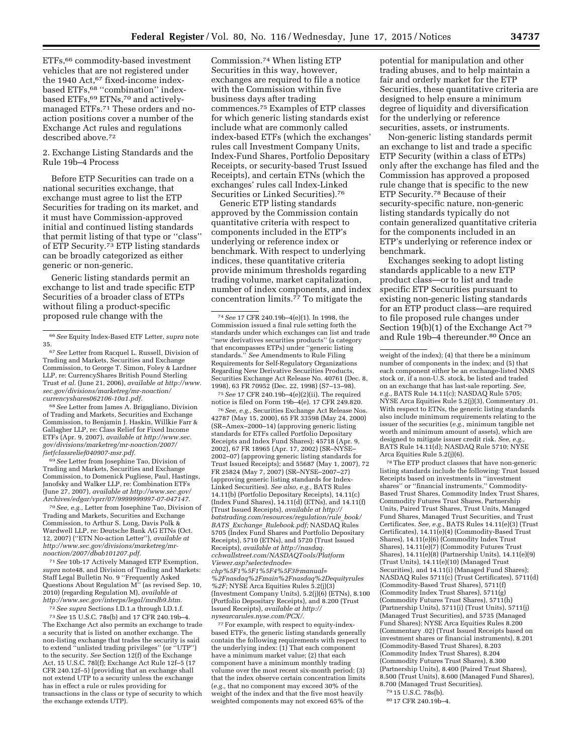ETFs,[66] commodity-based investment vehicles that are not registered under the 1940 Act,[67] fixed-income index-based ETFs,[68] "combination" index-based ETFs,[69] ETNs,[70] and actively-managed ETFs.[71] These orders and no-action positions cover a number of the Exchange Act rules and regulations described above.[72]

2. Exchange Listing Standards and the Rule 19b–4 Process

Before ETP Securities can trade on a national securities exchange, that exchange must agree to list the ETP Securities for trading on its market, and it must have Commission-approved initial and continued listing standards that permit listing of that type or "class" of ETP Security.[73] ETP listing standards can be broadly categorized as either generic or non-generic.

Generic listing standards permit an exchange to list and trade specific ETP Securities of a broader class of ETPs without filing a product-specific proposed rule change with the Commission.[74] When listing ETP Securities in this way, however, exchanges are required to file a notice with the Commission within five business days after trading commences.[75] Examples of ETP classes for which generic listing standards exist include what are commonly called index-based ETFs (which the exchanges' rules call Investment Company Units, Index-Fund Shares, Portfolio Depositary Receipts, or security-based Trust Issued Receipts), and certain ETNs (which the exchanges' rules call Index-Linked Securities or Linked Securities).[76]

Generic ETP listing standards approved by the Commission contain quantitative criteria with respect to components included in the ETP's underlying or reference index or benchmark. With respect to underlying indices, these quantitative criteria provide minimum thresholds regarding trading volume, market capitalization, number of index components, and index concentration limits.[77] To mitigate the potential for manipulation and other trading abuses, and to help maintain a fair and orderly market for the ETP Securities, these quantitative criteria are designed to help ensure a minimum degree of liquidity and diversification for the underlying or reference securities, assets, or instruments.

Non-generic listing standards permit an exchange to list and trade a specific ETP Security (within a class of ETPs) only after the exchange has filed and the Commission has approved a proposed rule change that is specific to the new ETP Security.[78] Because of their security-specific nature, non-generic listing standards typically do not contain generalized quantitative criteria for the components included in an ETP's underlying or reference index or benchmark.

Exchanges seeking to adopt listing standards applicable to a new ETP product class—or to list and trade specific ETP Securities pursuant to existing non-generic listing standards for an ETP product class—are required to file proposed rule changes under Section 19(b)(1) of the Exchange Act[79] and Rule 19b–4 thereunder.[80] Once an

---

[66] *See* Equity Index-Based ETF Letter, *supra* note 35.

[67] *See* Letter from Racquel L. Russell, Division of Trading and Markets, Securities and Exchange Commission, to George T. Simon, Foley & Lardner LLP, re: CurrencyShares British Pound Sterling Trust *et al.* (June 21, 2006), *available at http://www.sec.gov/divisions/marketreg/mr-noaction/currencyshares062106-10a1.pdf.*

[68] *See* Letter from James A. Brigagliano, Division of Trading and Markets, Securities and Exchange Commission, to Benjamin J. Haskin, Willkie Farr & Gallagher LLP, re: Class Relief for Fixed Income ETFs (Apr. 9, 2007), *available at http://www.sec.gov/divisions/marketreg/mr-noaction/2007/fietfclassrelief040907-msr.pdf.*

[69] *See* Letter from Josephine Tao, Division of Trading and Markets, Securities and Exchange Commission, to Domenick Pugliese, Paul, Hastings, Janofsky and Walker LLP, re: Combination ETFs (June 27, 2007), *available at http://www.sec.gov/Archives/edgar/vprr/07/9999999997-07-047147.*

[70] *See, e.g.,* Letter from Josephine Tao, Division of Trading and Markets, Securities and Exchange Commission, to Arthur S. Long, Davis Polk & Wardwell LLP, re: Deutsche Bank AG ETNs (Oct. 12, 2007) ("ETN No-action Letter"), *available at http://www.sec.gov/divisions/marketreg/mr-noaction/2007/dbab101207.pdf.*

[71] *See* 10b-17 Actively Managed ETP Exemption, *supra* note48, and Division of Trading and Markets: Staff Legal Bulletin No. 9 "Frequently Asked Questions About Regulation M" (as revised Sep. 10, 2010) (regarding Regulation M), *available at http://www.sec.gov/interps/legal/mrslb9.htm.*

[72] *See supra* Sections I.D.1.a through I.D.1.f.

[73] *See* 15 U.S.C. 78s(b) and 17 CFR 240.19b–4. The Exchange Act also permits an exchange to trade a security that is listed on another exchange. The non-listing exchange that trades the security is said to extend "unlisted trading privileges" (or "UTP") to the security. *See* Section 12(f) of the Exchange Act, 15 U.S.C. 78l(f); Exchange Act Rule 12f–5 (17 CFR 240.12f–5) (providing that an exchange shall not extend UTP to a security unless the exchange has in effect a rule or rules providing for transactions in the class or type of security to which the exchange extends UTP).

[74] *See* 17 CFR 240.19b–4(e)(1). In 1998, the Commission issued a final rule setting forth the standards under which exchanges can list and trade "new derivatives securities products" (a category that encompasses ETPs) under "generic listing standards." *See* Amendments to Rule Filing Requirements for Self-Regulatory Organizations Regarding New Derivative Securities Products, Securities Exchange Act Release No. 40761 (Dec. 8, 1998), 63 FR 70952 (Dec. 22, 1998) (S7–13–98).

[75] *See* 17 CFR 240.19b–4(e)(2)(ii). The required notice is filed on Form 19b–4(e). 17 CFR 249.820.

[76] *See, e.g.,* Securities Exchange Act Release Nos. 42787 (May 15, 2000), 65 FR 33598 (May 24, 2000) (SR–Amex–2000–14) (approving generic listing standards for ETFs called Portfolio Depositary Receipts and Index Fund Shares); 45718 (Apr. 9, 2002), 67 FR 18965 (Apr. 17, 2002) (SR–NYSE–2002–07) (approving generic listing standards for Trust Issued Receipts); and 55687 (May 1, 2007), 72 FR 25824 (May 7, 2007) (SR–NYSE–2007–27) (approving generic listing standards for Index-Linked Securities). *See also, e.g.,* BATS Rules 14.11(b) (Portfolio Depositary Receipts), 14.11(c) (Index Fund Shares), 14.11(d) (ETNs), and 14.11(f) (Trust Issued Receipts), *available at http://batstrading.com/resources/regulation/rule_book/BATS_Exchange_Rulebook.pdf;* NASDAQ Rules 5705 (Index Fund Shares and Portfolio Depositary Receipts), 5710 (ETNs), and 5720 (Trust Issued Receipts), *available at http://nasdaq.cchwallstreet.com/NASDAQTools/PlatformViewer.asp?selectednode=chp%5F1%5F1%5F4%5F3&manual=%2Fnasdaq%2Fmain%2Fnasdaq%2Dequityrules%2F;* NYSE Arca Equities Rules 5.2(j)(3) (Investment Company Units), 5.2(j)(6) (ETNs), 8.100 (Portfolio Depositary Receipts), and 8.200 (Trust Issued Receipts), *available at http://nysearcarules.nyse.com/PCX/.*

[77] For example, with respect to equity-index-based ETFs, the generic listing standards generally contain the following requirements with respect to the underlying index: (1) That each component have a minimum market value; (2) that each component have a minimum monthly trading volume over the most recent six-month period; (3) that the index observe certain concentration limits (*e.g.,* that no component may exceed 30% of the weight of the index and that the five most heavily weighted components may not exceed 65% of the weight of the index); (4) that there be a minimum number of components in the index; and (5) that each component either be an exchange-listed NMS stock or, if a non-U.S. stock, be listed and traded on an exchange that has last-sale reporting. *See, e.g.,* BATS Rule 14.11(c); NASDAQ Rule 5705; NYSE Arca Equities Rule 5.2(j)(3), Commentary .01. With respect to ETNs, the generic listing standards also include minimum requirements relating to the issuer of the securities (*e.g.,* minimum tangible net worth and minimum amount of assets), which are designed to mitigate issuer credit risk. *See, e.g.,* BATS Rule 14.11(d); NASDAQ Rule 5710; NYSE Arca Equities Rule 5.2(j)(6).

[78] The ETP product classes that have non-generic listing standards include the following: Trust Issued Receipts based on investments in "investment shares" or "financial instruments," Commodity-Based Trust Shares, Commodity Index Trust Shares, Commodity Futures Trust Shares, Partnership Units, Paired Trust Shares, Trust Units, Managed Fund Shares, Managed Trust Securities, and Trust Certificates. *See, e.g.,* BATS Rules 14.11(e)(3) (Trust Certificates), 14.11(e)(4) (Commodity-Based Trust Shares), 14.11(e)(6) (Commodity Index Trust Shares), 14.11(e)(7) (Commodity Futures Trust Shares), 14.11(e)(8) (Partnership Units), 14.11(e)(9) (Trust Units), 14.11(e)(10) (Managed Trust Securities), and 14.11(i) (Managed Fund Shares); NASDAQ Rules 5711(c) (Trust Certificates), 5711(d) (Commodity-Based Trust Shares), 5711(f) (Commodity Index Trust Shares), 5711(g) (Commodity Futures Trust Shares), 5711(h) (Partnership Units), 5711(i) (Trust Units), 5711(j) (Managed Trust Securities), and 5735 (Managed Fund Shares); NYSE Arca Equities Rules 8.200 (Commentary .02) (Trust Issued Receipts based on investment shares or financial instruments), 8.201 (Commodity-Based Trust Shares), 8.203 (Commodity Index Trust Shares), 8.204 (Commodity Futures Trust Shares), 8.300 (Partnership Units), 8.400 (Paired Trust Shares), 8.500 (Trust Units), 8.600 (Managed Fund Shares), 8.700 (Managed Trust Securities).

[79] 15 U.S.C. 78s(b).

[80] 17 CFR 240.19b–4.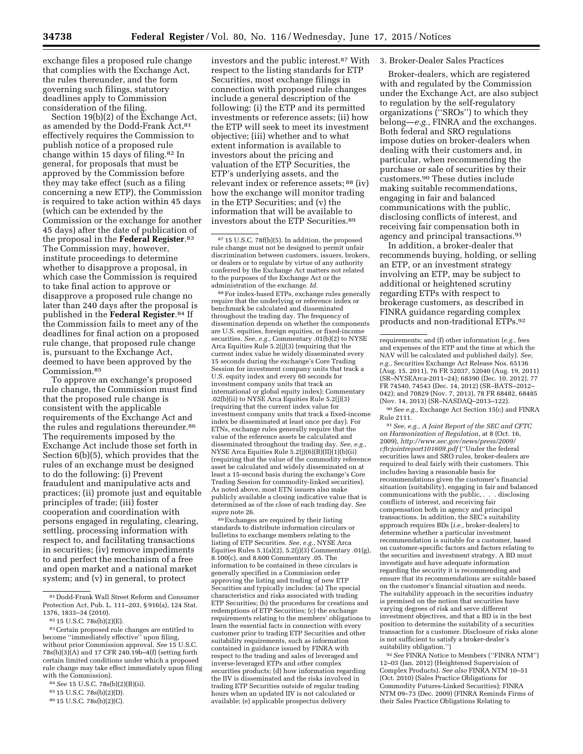exchange files a proposed rule change that complies with the Exchange Act, the rules thereunder, and the form governing such filings, statutory deadlines apply to Commission consideration of the filing.

Section 19(b)(2) of the Exchange Act, as amended by the Dodd-Frank Act,[81] effectively requires the Commission to publish notice of a proposed rule change within 15 days of filing.[82] In general, for proposals that must be approved by the Commission before they may take effect (such as a filing concerning a new ETP), the Commission is required to take action within 45 days (which can be extended by the Commission or the exchange for another 45 days) after the date of publication of the proposal in the **Federal Register**.[83] The Commission may, however, institute proceedings to determine whether to disapprove a proposal, in which case the Commission is required to take final action to approve or disapprove a proposed rule change no later than 240 days after the proposal is published in the **Federal Register**.[84] If the Commission fails to meet any of the deadlines for final action on a proposed rule change, that proposed rule change is, pursuant to the Exchange Act, deemed to have been approved by the Commission.[85]

To approve an exchange's proposed rule change, the Commission must find that the proposed rule change is consistent with the applicable requirements of the Exchange Act and the rules and regulations thereunder.[86] The requirements imposed by the Exchange Act include those set forth in Section 6(b)(5), which provides that the rules of an exchange must be designed to do the following: (i) Prevent fraudulent and manipulative acts and practices; (ii) promote just and equitable principles of trade; (iii) foster cooperation and coordination with persons engaged in regulating, clearing, settling, processing information with respect to, and facilitating transactions in securities; (iv) remove impediments to and perfect the mechanism of a free and open market and a national market system; and (v) in general, to protect investors and the public interest.[87] With respect to the listing standards for ETP Securities, most exchange filings in connection with proposed rule changes include a general description of the following: (i) the ETP and its permitted investments or reference assets; (ii) how the ETP will seek to meet its investment objective; (iii) whether and to what extent information is available to investors about the pricing and valuation of the ETP Securities, the ETP's underlying assets, and the relevant index or reference assets; [88] (iv) how the exchange will monitor trading in the ETP Securities; and (v) the information that will be available to investors about the ETP Securities.[89]

### 3. Broker-Dealer Sales Practices

Broker-dealers, which are registered with and regulated by the Commission under the Exchange Act, are also subject to regulation by the self-regulatory organizations (''SROs'') to which they belong—*e.g.,* FINRA and the exchanges. Both federal and SRO regulations impose duties on broker-dealers when dealing with their customers and, in particular, when recommending the purchase or sale of securities by their customers.[90] These duties include making suitable recommendations, engaging in fair and balanced communications with the public, disclosing conflicts of interest, and receiving fair compensation both in agency and principal transactions.[91]

In addition, a broker-dealer that recommends buying, holding, or selling an ETP, or an investment strategy involving an ETP, may be subject to additional or heightened scrutiny regarding ETPs with respect to brokerage customers, as described in FINRA guidance regarding complex products and non-traditional ETPs.[92]

---

[81] Dodd-Frank Wall Street Reform and Consumer Protection Act, Pub. L. 111–203, § 916(a), 124 Stat. 1376, 1833–34 (2010).

[82] 15 U.S.C. 78s(b)(2)(E).

[83] Certain proposed rule changes are entitled to become ''immediately effective'' upon filing, without prior Commission approval. *See* 15 U.S.C. 78s(b)(3)(A) and 17 CFR 240.19b–4(f) (setting forth certain limited conditions under which a proposed rule change may take effect immediately upon filing with the Commission).

[84] *See* 15 U.S.C. 78s(b)(2)(B)(ii).

[85] 15 U.S.C. 78s(b)(2)(D).

[86] 15 U.S.C. 78s(b)(2)(C).

[87] 15 U.S.C. 78f(b)(5). In addition, the proposed rule change must not be designed to permit unfair discrimination between customers, issuers, brokers, or dealers or to regulate by virtue of any authority conferred by the Exchange Act matters not related to the purposes of the Exchange Act or the administration of the exchange. *Id.*

[88] For index-based ETPs, exchange rules generally require that the underlying or reference index or benchmark be calculated and disseminated throughout the trading day. The frequency of dissemination depends on whether the components are U.S. equities, foreign equities, or fixed-income securities. *See, e.g.,* Commentary .01(b)(2) to NYSE Arca Equities Rule 5.2(j)(3) (requiring that the current index value be widely disseminated every 15 seconds during the exchange's Core Trading Session for investment company units that track a U.S. equity index and every 60 seconds for investment company units that track an international or global equity index); Commentary .02(b)(ii) to NYSE Arca Equities Rule 5.2(j)(3) (requiring that the current index value for investment company units that track a fixed-income index be disseminated at least once per day). For ETNs, exchange rules generally require that the value of the reference assets be calculated and disseminated throughout the trading day. *See, e.g.,* NYSE Arca Equities Rule 5.2(j)(6)(B)(II)(1)(b)(ii) (requiring that the value of the commodity reference asset be calculated and widely disseminated on at least a 15-second basis during the exchange's Core Trading Session for commodity-linked securities). As noted above, most ETN issuers also make publicly available a closing indicative value that is determined as of the close of each trading day. *See supra* note 26.

[89] Exchanges are required by their listing standards to distribute information circulars or bulletins to exchange members relating to the listing of ETP Securities. *See, e.g.,* NYSE Arca Equities Rules 5.1(a)(2), 5.2(j)(3) Commentary .01(g), 8.100(c), and 8.600 Commentary .05. The information to be contained in these circulars is generally specified in a Commission order approving the listing and trading of new ETP Securities and typically includes: (a) The special characteristics and risks associated with trading ETP Securities; (b) the procedures for creations and redemptions of ETP Securities; (c) the exchange requirements relating to the members' obligations to learn the essential facts in connection with every customer prior to trading ETP Securities and other suitability requirements, such as information contained in guidance issued by FINRA with respect to the trading and sales of leveraged and inverse-leveraged ETPs and other complex securities products; (d) how information regarding the IIV is disseminated and the risks involved in trading ETP Securities outside of regular trading hours when an updated IIV is not calculated or available; (e) applicable prospectus delivery requirements; and (f) other information (*e.g.,* fees and expenses of the ETP and the time at which the NAV will be calculated and published daily). *See, e.g.,* Securities Exchange Act Release Nos. 65136 (Aug. 15, 2011), 76 FR 52037, 52040 (Aug. 19, 2011) (SR–NYSEArca-2011–24); 68390 (Dec. 10, 2012), 77 FR 74540, 74543 (Dec. 14, 2012) (SR–BATS–2012–042); and 70829 (Nov. 7, 2013), 78 FR 68482, 68485 (Nov. 14, 2013) (SR–NASDAQ–2013–122).

[90] *See e.g.,* Exchange Act Section 15(c) and FINRA Rule 2111.

[91] *See, e.g., A Joint Report of the SEC and CFTC on Harmonization of Regulation,* at 8 (Oct. 16, 2009), *http://www.sec.gov/news/press/2009/cftcjointreport101609.pdf* (''Under the federal securities laws and SRO rules, broker-dealers are required to deal fairly with their customers. This includes having a reasonable basis for recommendations given the customer's financial situation (suitability), engaging in fair and balanced communications with the public, . . . disclosing conflicts of interest, and receiving fair compensation both in agency and principal transactions. In addition, the SEC's suitability approach requires BDs [*i.e.,* broker-dealers] to determine whether a particular investment recommendation is suitable for a customer, based on customer-specific factors and factors relating to the securities and investment strategy. A BD must investigate and have adequate information regarding the security it is recommending and ensure that its recommendations are suitable based on the customer's financial situation and needs. The suitability approach in the securities industry is premised on the notion that securities have varying degrees of risk and serve different investment objectives, and that a BD is in the best position to determine the suitability of a securities transaction for a customer. Disclosure of risks alone is not sufficient to satisfy a broker-dealer's suitability obligation.'')

[92] *See* FINRA Notice to Members (''FINRA NTM'') 12–03 (Jan. 2012) (Heightened Supervision of Complex Products). *See also* FINRA NTM 10–51 (Oct. 2010) (Sales Practice Obligations for Commodity Futures-Linked Securities); FINRA NTM 09–73 (Dec. 2009) (FINRA Reminds Firms of their Sales Practice Obligations Relating to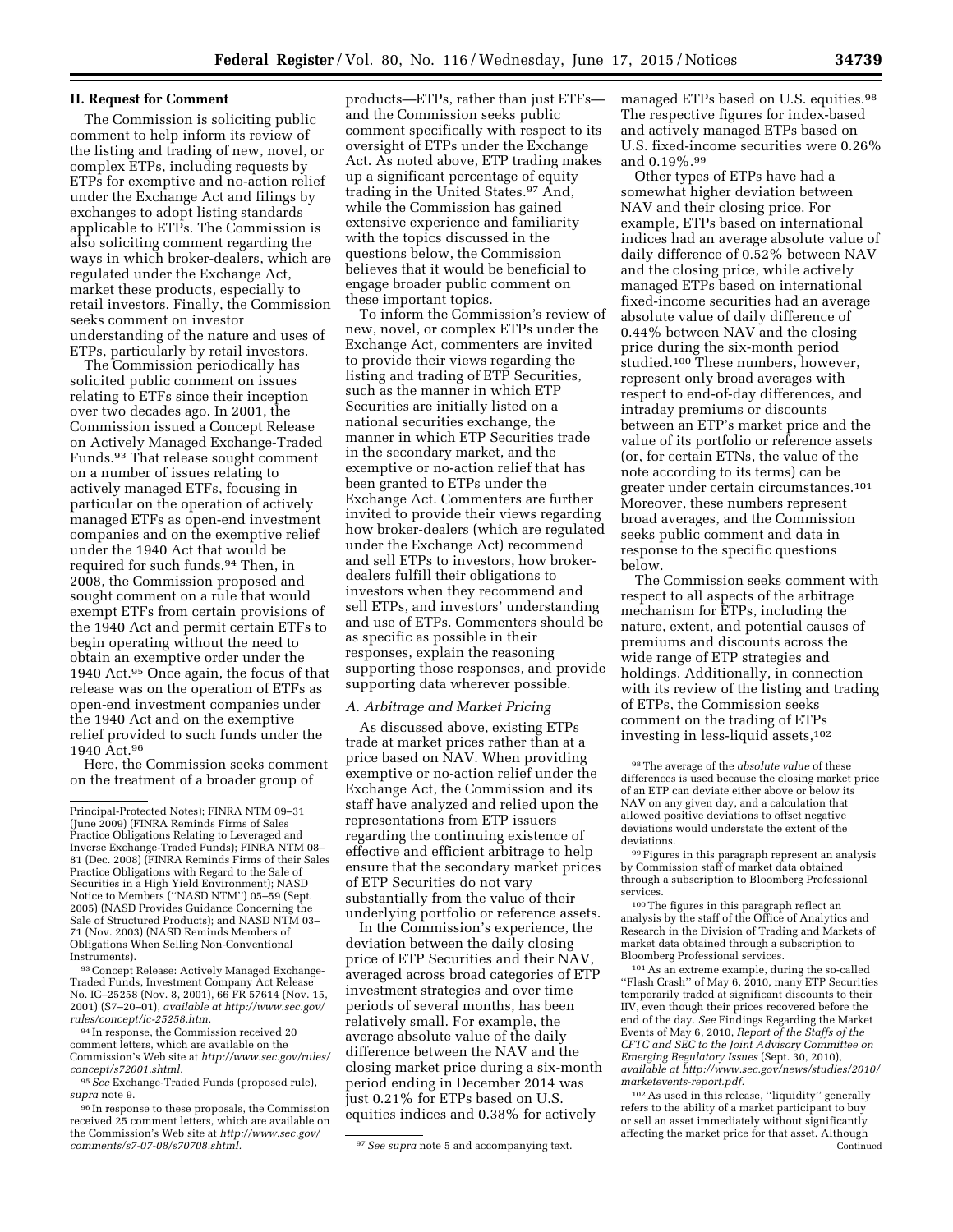## II. Request for Comment

The Commission is soliciting public comment to help inform its review of the listing and trading of new, novel, or complex ETPs, including requests by ETPs for exemptive and no-action relief under the Exchange Act and filings by exchanges to adopt listing standards applicable to ETPs. The Commission is also soliciting comment regarding the ways in which broker-dealers, which are regulated under the Exchange Act, market these products, especially to retail investors. Finally, the Commission seeks comment on investor understanding of the nature and uses of ETPs, particularly by retail investors.

The Commission periodically has solicited public comment on issues relating to ETFs since their inception over two decades ago. In 2001, the Commission issued a Concept Release on Actively Managed Exchange-Traded Funds.[93] That release sought comment on a number of issues relating to actively managed ETFs, focusing in particular on the operation of actively managed ETFs as open-end investment companies and on the exemptive relief under the 1940 Act that would be required for such funds.[94] Then, in 2008, the Commission proposed and sought comment on a rule that would exempt ETFs from certain provisions of the 1940 Act and permit certain ETFs to begin operating without the need to obtain an exemptive order under the 1940 Act.[95] Once again, the focus of that release was on the operation of ETFs as open-end investment companies under the 1940 Act and on the exemptive relief provided to such funds under the 1940 Act.[96]

Here, the Commission seeks comment on the treatment of a broader group of products—ETPs, rather than just ETFs—and the Commission seeks public comment specifically with respect to its oversight of ETPs under the Exchange Act. As noted above, ETP trading makes up a significant percentage of equity trading in the United States.[97] And, while the Commission has gained extensive experience and familiarity with the topics discussed in the questions below, the Commission believes that it would be beneficial to engage broader public comment on these important topics.

To inform the Commission's review of new, novel, or complex ETPs under the Exchange Act, commenters are invited to provide their views regarding the listing and trading of ETP Securities, such as the manner in which ETP Securities are initially listed on a national securities exchange, the manner in which ETP Securities trade in the secondary market, and the exemptive or no-action relief that has been granted to ETPs under the Exchange Act. Commenters are further invited to provide their views regarding how broker-dealers (which are regulated under the Exchange Act) recommend and sell ETPs to investors, how broker-dealers fulfill their obligations to investors when they recommend and sell ETPs, and investors' understanding and use of ETPs. Commenters should be as specific as possible in their responses, explain the reasoning supporting those responses, and provide supporting data wherever possible.

### A. Arbitrage and Market Pricing

As discussed above, existing ETPs trade at market prices rather than at a price based on NAV. When providing exemptive or no-action relief under the Exchange Act, the Commission and its staff have analyzed and relied upon the representations from ETP issuers regarding the continuing existence of effective and efficient arbitrage to help ensure that the secondary market prices of ETP Securities do not vary substantially from the value of their underlying portfolio or reference assets.

In the Commission's experience, the deviation between the daily closing price of ETP Securities and their NAV, averaged across broad categories of ETP investment strategies and over time periods of several months, has been relatively small. For example, the average absolute value of the daily difference between the NAV and the closing market price during a six-month period ending in December 2014 was just 0.21% for ETPs based on U.S. equities indices and 0.38% for actively managed ETPs based on U.S. equities.[98] The respective figures for index-based and actively managed ETPs based on U.S. fixed-income securities were 0.26% and 0.19%.[99]

Other types of ETPs have had a somewhat higher deviation between NAV and their closing price. For example, ETPs based on international indices had an average absolute value of daily difference of 0.52% between NAV and the closing price, while actively managed ETPs based on international fixed-income securities had an average absolute value of daily difference of 0.44% between NAV and the closing price during the six-month period studied.[100] These numbers, however, represent only broad averages with respect to end-of-day differences, and intraday premiums or discounts between an ETP's market price and the value of its portfolio or reference assets (or, for certain ETNs, the value of the note according to its terms) can be greater under certain circumstances.[101] Moreover, these numbers represent broad averages, and the Commission seeks public comment and data in response to the specific questions below.

The Commission seeks comment with respect to all aspects of the arbitrage mechanism for ETPs, including the nature, extent, and potential causes of premiums and discounts across the wide range of ETP strategies and holdings. Additionally, in connection with its review of the listing and trading of ETPs, the Commission seeks comment on the trading of ETPs investing in less-liquid assets,[102]

---

Principal-Protected Notes); FINRA NTM 09–31 (June 2009) (FINRA Reminds Firms of Sales Practice Obligations Relating to Leveraged and Inverse Exchange-Traded Funds); FINRA NTM 08–81 (Dec. 2008) (FINRA Reminds Firms of their Sales Practice Obligations with Regard to the Sale of Securities in a High Yield Environment); NASD Notice to Members ("NASD NTM") 05–59 (Sept. 2005) (NASD Provides Guidance Concerning the Sale of Structured Products); and NASD NTM 03–71 (Nov. 2003) (NASD Reminds Members of Obligations When Selling Non-Conventional Instruments).

[93] Concept Release: Actively Managed Exchange-Traded Funds, Investment Company Act Release No. IC–25258 (Nov. 8, 2001), 66 FR 57614 (Nov. 15, 2001) (S7–20–01), *available at http://www.sec.gov/rules/concept/ic-25258.htm.*

[94] In response, the Commission received 20 comment letters, which are available on the Commission's Web site at *http://www.sec.gov/rules/concept/s72001.shtml.*

[95] *See* Exchange-Traded Funds (proposed rule), *supra* note 9.

[96] In response to these proposals, the Commission received 25 comment letters, which are available on the Commission's Web site at *http://www.sec.gov/comments/s7-07-08/s70708.shtml.*

[97] *See supra* note 5 and accompanying text.

[98] The average of the *absolute value* of these differences is used because the closing market price of an ETP can deviate either above or below its NAV on any given day, and a calculation that allowed positive deviations to offset negative deviations would understate the extent of the deviations.

[99] Figures in this paragraph represent an analysis by Commission staff of market data obtained through a subscription to Bloomberg Professional services.

[100] The figures in this paragraph reflect an analysis by the staff of the Office of Analytics and Research in the Division of Trading and Markets of market data obtained through a subscription to Bloomberg Professional services.

[101] As an extreme example, during the so-called "Flash Crash" of May 6, 2010, many ETP Securities temporarily traded at significant discounts to their IIV, even though their prices recovered before the end of the day. *See* Findings Regarding the Market Events of May 6, 2010, *Report of the Staffs of the CFTC and SEC to the Joint Advisory Committee on Emerging Regulatory Issues* (Sept. 30, 2010), *available at http://www.sec.gov/news/studies/2010/marketevents-report.pdf.*

[102] As used in this release, "liquidity" generally refers to the ability of a market participant to buy or sell an asset immediately without significantly affecting the market price for that asset. Although

Continued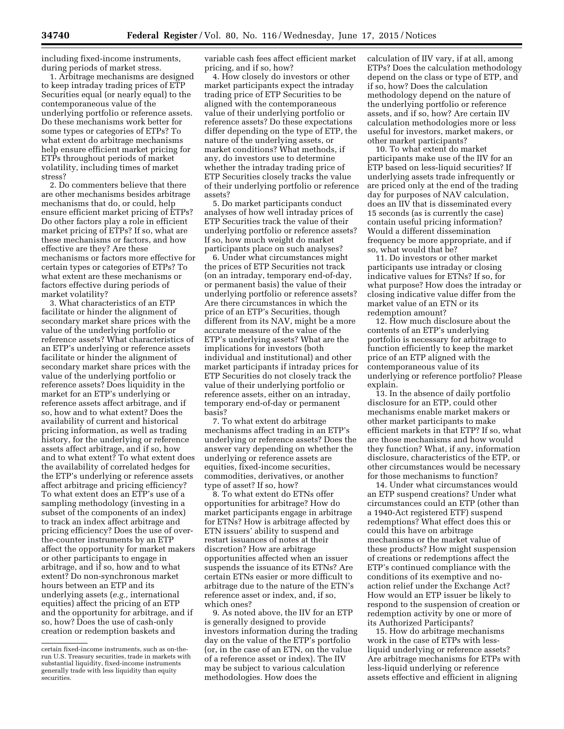including fixed-income instruments, during periods of market stress.

1. Arbitrage mechanisms are designed to keep intraday trading prices of ETP Securities equal (or nearly equal) to the contemporaneous value of the underlying portfolio or reference assets. Do these mechanisms work better for some types or categories of ETPs? To what extent do arbitrage mechanisms help ensure efficient market pricing for ETPs throughout periods of market volatility, including times of market stress?

2. Do commenters believe that there are other mechanisms besides arbitrage mechanisms that do, or could, help ensure efficient market pricing of ETPs? Do other factors play a role in efficient market pricing of ETPs? If so, what are these mechanisms or factors, and how effective are they? Are these mechanisms or factors more effective for certain types or categories of ETPs? To what extent are these mechanisms or factors effective during periods of market volatility?

3. What characteristics of an ETP facilitate or hinder the alignment of secondary market share prices with the value of the underlying portfolio or reference assets? What characteristics of an ETP's underlying or reference assets facilitate or hinder the alignment of secondary market share prices with the value of the underlying portfolio or reference assets? Does liquidity in the market for an ETP's underlying or reference assets affect arbitrage, and if so, how and to what extent? Does the availability of current and historical pricing information, as well as trading history, for the underlying or reference assets affect arbitrage, and if so, how and to what extent? To what extent does the availability of correlated hedges for the ETP's underlying or reference assets affect arbitrage and pricing efficiency? To what extent does an ETP's use of a sampling methodology (investing in a subset of the components of an index) to track an index affect arbitrage and pricing efficiency? Does the use of over-the-counter instruments by an ETP affect the opportunity for market makers or other participants to engage in arbitrage, and if so, how and to what extent? Do non-synchronous market hours between an ETP and its underlying assets (*e.g.,* international equities) affect the pricing of an ETP and the opportunity for arbitrage, and if so, how? Does the use of cash-only creation or redemption baskets and variable cash fees affect efficient market pricing, and if so, how?

4. How closely do investors or other market participants expect the intraday trading price of ETP Securities to be aligned with the contemporaneous value of their underlying portfolio or reference assets? Do these expectations differ depending on the type of ETP, the nature of the underlying assets, or market conditions? What methods, if any, do investors use to determine whether the intraday trading price of ETP Securities closely tracks the value of their underlying portfolio or reference assets?

5. Do market participants conduct analyses of how well intraday prices of ETP Securities track the value of their underlying portfolio or reference assets? If so, how much weight do market participants place on such analyses?

6. Under what circumstances might the prices of ETP Securities not track (on an intraday, temporary end-of-day, or permanent basis) the value of their underlying portfolio or reference assets? Are there circumstances in which the price of an ETP's Securities, though different from its NAV, might be a more accurate measure of the value of the ETP's underlying assets? What are the implications for investors (both individual and institutional) and other market participants if intraday prices for ETP Securities do not closely track the value of their underlying portfolio or reference assets, either on an intraday, temporary end-of-day or permanent basis?

7. To what extent do arbitrage mechanisms affect trading in an ETP's underlying or reference assets? Does the answer vary depending on whether the underlying or reference assets are equities, fixed-income securities, commodities, derivatives, or another type of asset? If so, how?

8. To what extent do ETNs offer opportunities for arbitrage? How do market participants engage in arbitrage for ETNs? How is arbitrage affected by ETN issuers' ability to suspend and restart issuances of notes at their discretion? How are arbitrage opportunities affected when an issuer suspends the issuance of its ETNs? Are certain ETNs easier or more difficult to arbitrage due to the nature of the ETN's reference asset or index, and, if so, which ones?

9. As noted above, the IIV for an ETP is generally designed to provide investors information during the trading day on the value of the ETP's portfolio (or, in the case of an ETN, on the value of a reference asset or index). The IIV may be subject to various calculation methodologies. How does the calculation of IIV vary, if at all, among ETPs? Does the calculation methodology depend on the class or type of ETP, and if so, how? Does the calculation methodology depend on the nature of the underlying portfolio or reference assets, and if so, how? Are certain IIV calculation methodologies more or less useful for investors, market makers, or other market participants?

10. To what extent do market participants make use of the IIV for an ETP based on less-liquid securities? If underlying assets trade infrequently or are priced only at the end of the trading day for purposes of NAV calculation, does an IIV that is disseminated every 15 seconds (as is currently the case) contain useful pricing information? Would a different dissemination frequency be more appropriate, and if so, what would that be?

11. Do investors or other market participants use intraday or closing indicative values for ETNs? If so, for what purpose? How does the intraday or closing indicative value differ from the market value of an ETN or its redemption amount?

12. How much disclosure about the contents of an ETP's underlying portfolio is necessary for arbitrage to function efficiently to keep the market price of an ETP aligned with the contemporaneous value of its underlying or reference portfolio? Please explain.

13. In the absence of daily portfolio disclosure for an ETP, could other mechanisms enable market makers or other market participants to make efficient markets in that ETP? If so, what are those mechanisms and how would they function? What, if any, information disclosure, characteristics of the ETP, or other circumstances would be necessary for those mechanisms to function?

14. Under what circumstances would an ETP suspend creations? Under what circumstances could an ETP (other than a 1940-Act registered ETF) suspend redemptions? What effect does this or could this have on arbitrage mechanisms or the market value of these products? How might suspension of creations or redemptions affect the ETP's continued compliance with the conditions of its exemptive and no-action relief under the Exchange Act? How would an ETP issuer be likely to respond to the suspension of creation or redemption activity by one or more of its Authorized Participants?

15. How do arbitrage mechanisms work in the case of ETPs with less-liquid underlying or reference assets? Are arbitrage mechanisms for ETPs with less-liquid underlying or reference assets effective and efficient in aligning

---

certain fixed-income instruments, such as on-the-run U.S. Treasury securities, trade in markets with substantial liquidity, fixed-income instruments generally trade with less liquidity than equity securities.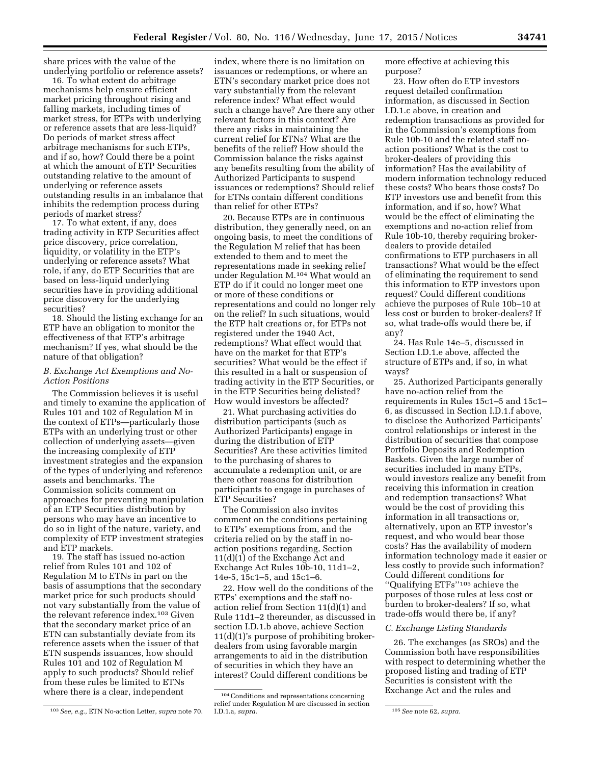share prices with the value of the underlying portfolio or reference assets?

16. To what extent do arbitrage mechanisms help ensure efficient market pricing throughout rising and falling markets, including times of market stress, for ETPs with underlying or reference assets that are less-liquid? Do periods of market stress affect arbitrage mechanisms for such ETPs, and if so, how? Could there be a point at which the amount of ETP Securities outstanding relative to the amount of underlying or reference assets outstanding results in an imbalance that inhibits the redemption process during periods of market stress?

17. To what extent, if any, does trading activity in ETP Securities affect price discovery, price correlation, liquidity, or volatility in the ETP's underlying or reference assets? What role, if any, do ETP Securities that are based on less-liquid underlying securities have in providing additional price discovery for the underlying securities?

18. Should the listing exchange for an ETP have an obligation to monitor the effectiveness of that ETP's arbitrage mechanism? If yes, what should be the nature of that obligation?

### *B. Exchange Act Exemptions and No-Action Positions*

The Commission believes it is useful and timely to examine the application of Rules 101 and 102 of Regulation M in the context of ETPs—particularly those ETPs with an underlying trust or other collection of underlying assets—given the increasing complexity of ETP investment strategies and the expansion of the types of underlying and reference assets and benchmarks. The Commission solicits comment on approaches for preventing manipulation of an ETP Securities distribution by persons who may have an incentive to do so in light of the nature, variety, and complexity of ETP investment strategies and ETP markets.

19. The staff has issued no-action relief from Rules 101 and 102 of Regulation M to ETNs in part on the basis of assumptions that the secondary market price for such products should not vary substantially from the value of the relevant reference index.[103] Given that the secondary market price of an ETN can substantially deviate from its reference assets when the issuer of that ETN suspends issuances, how should Rules 101 and 102 of Regulation M apply to such products? Should relief from these rules be limited to ETNs where there is a clear, independent index, where there is no limitation on issuances or redemptions, or where an ETN's secondary market price does not vary substantially from the relevant reference index? What effect would such a change have? Are there any other relevant factors in this context? Are there any risks in maintaining the current relief for ETNs? What are the benefits of the relief? How should the Commission balance the risks against any benefits resulting from the ability of Authorized Participants to suspend issuances or redemptions? Should relief for ETNs contain different conditions than relief for other ETPs?

20. Because ETPs are in continuous distribution, they generally need, on an ongoing basis, to meet the conditions of the Regulation M relief that has been extended to them and to meet the representations made in seeking relief under Regulation M.[104] What would an ETP do if it could no longer meet one or more of these conditions or representations and could no longer rely on the relief? In such situations, would the ETP halt creations or, for ETPs not registered under the 1940 Act, redemptions? What effect would that have on the market for that ETP's securities? What would be the effect if this resulted in a halt or suspension of trading activity in the ETP Securities, or in the ETP Securities being delisted? How would investors be affected?

21. What purchasing activities do distribution participants (such as Authorized Participants) engage in during the distribution of ETP Securities? Are these activities limited to the purchasing of shares to accumulate a redemption unit, or are there other reasons for distribution participants to engage in purchases of ETP Securities?

The Commission also invites comment on the conditions pertaining to ETPs' exemptions from, and the criteria relied on by the staff in no-action positions regarding, Section 11(d)(1) of the Exchange Act and Exchange Act Rules 10b-10, 11d1–2, 14e-5, 15c1–5, and 15c1–6.

22. How well do the conditions of the ETPs' exemptions and the staff no-action relief from Section 11(d)(1) and Rule 11d1–2 thereunder, as discussed in section I.D.1.b above, achieve Section 11(d)(1)'s purpose of prohibiting broker-dealers from using favorable margin arrangements to aid in the distribution of securities in which they have an interest? Could different conditions be more effective at achieving this purpose?

23. How often do ETP investors request detailed confirmation information, as discussed in Section I.D.1.c above, in creation and redemption transactions as provided for in the Commission's exemptions from Rule 10b-10 and the related staff no-action positions? What is the cost to broker-dealers of providing this information? Has the availability of modern information technology reduced these costs? Who bears those costs? Do ETP investors use and benefit from this information, and if so, how? What would be the effect of eliminating the exemptions and no-action relief from Rule 10b-10, thereby requiring broker-dealers to provide detailed confirmations to ETP purchasers in all transactions? What would be the effect of eliminating the requirement to send this information to ETP investors upon request? Could different conditions achieve the purposes of Rule 10b–10 at less cost or burden to broker-dealers? If so, what trade-offs would there be, if any?

24. Has Rule 14e–5, discussed in Section I.D.1.e above, affected the structure of ETPs and, if so, in what ways?

25. Authorized Participants generally have no-action relief from the requirements in Rules 15c1–5 and 15c1–6, as discussed in Section I.D.1.f above, to disclose the Authorized Participants' control relationships or interest in the distribution of securities that compose Portfolio Deposits and Redemption Baskets. Given the large number of securities included in many ETPs, would investors realize any benefit from receiving this information in creation and redemption transactions? What would be the cost of providing this information in all transactions or, alternatively, upon an ETP investor's request, and who would bear those costs? Has the availability of modern information technology made it easier or less costly to provide such information? Could different conditions for "Qualifying ETFs"[105] achieve the purposes of those rules at less cost or burden to broker-dealers? If so, what trade-offs would there be, if any?

### *C. Exchange Listing Standards*

26. The exchanges (as SROs) and the Commission both have responsibilities with respect to determining whether the proposed listing and trading of ETP Securities is consistent with the Exchange Act and the rules and

---

[103] *See, e.g.,* ETN No-action Letter, *supra* note 70.

[104] Conditions and representations concerning relief under Regulation M are discussed in section I.D.1.a, *supra.*

[105] *See* note 62, *supra.*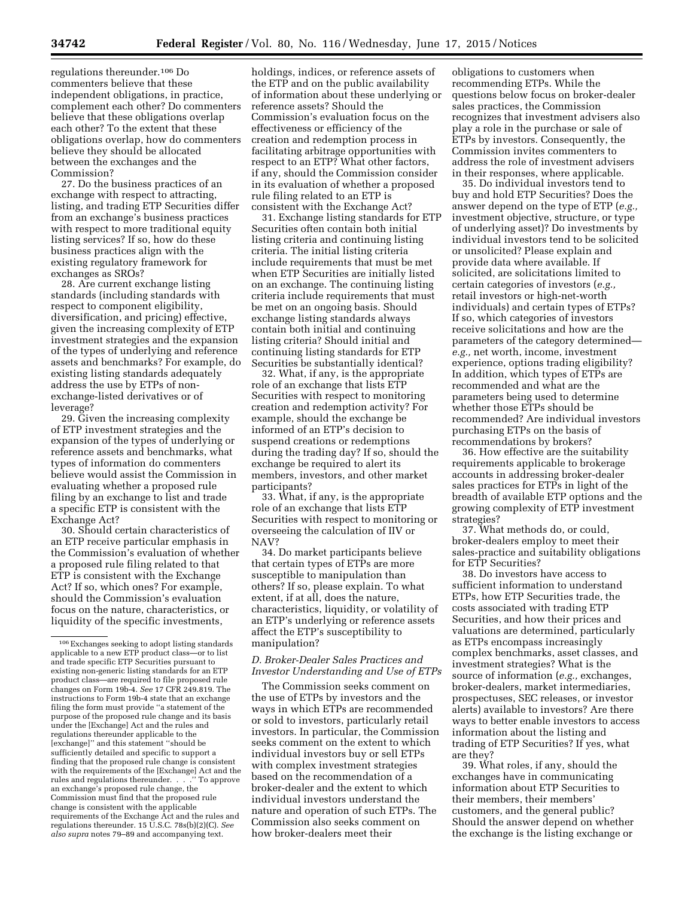regulations thereunder.[106] Do commenters believe that these independent obligations, in practice, complement each other? Do commenters believe that these obligations overlap each other? To the extent that these obligations overlap, how do commenters believe they should be allocated between the exchanges and the Commission?

27. Do the business practices of an exchange with respect to attracting, listing, and trading ETP Securities differ from an exchange's business practices with respect to more traditional equity listing services? If so, how do these business practices align with the existing regulatory framework for exchanges as SROs?

28. Are current exchange listing standards (including standards with respect to component eligibility, diversification, and pricing) effective, given the increasing complexity of ETP investment strategies and the expansion of the types of underlying and reference assets and benchmarks? For example, do existing listing standards adequately address the use by ETPs of non-exchange-listed derivatives or of leverage?

29. Given the increasing complexity of ETP investment strategies and the expansion of the types of underlying or reference assets and benchmarks, what types of information do commenters believe would assist the Commission in evaluating whether a proposed rule filing by an exchange to list and trade a specific ETP is consistent with the Exchange Act?

30. Should certain characteristics of an ETP receive particular emphasis in the Commission's evaluation of whether a proposed rule filing related to that ETP is consistent with the Exchange Act? If so, which ones? For example, should the Commission's evaluation focus on the nature, characteristics, or liquidity of the specific investments, holdings, indices, or reference assets of the ETP and on the public availability of information about these underlying or reference assets? Should the Commission's evaluation focus on the effectiveness or efficiency of the creation and redemption process in facilitating arbitrage opportunities with respect to an ETP? What other factors, if any, should the Commission consider in its evaluation of whether a proposed rule filing related to an ETP is consistent with the Exchange Act?

31. Exchange listing standards for ETP Securities often contain both initial listing criteria and continuing listing criteria. The initial listing criteria include requirements that must be met when ETP Securities are initially listed on an exchange. The continuing listing criteria include requirements that must be met on an ongoing basis. Should exchange listing standards always contain both initial and continuing listing criteria? Should initial and continuing listing standards for ETP Securities be substantially identical?

32. What, if any, is the appropriate role of an exchange that lists ETP Securities with respect to monitoring creation and redemption activity? For example, should the exchange be informed of an ETP's decision to suspend creations or redemptions during the trading day? If so, should the exchange be required to alert its members, investors, and other market participants?

33. What, if any, is the appropriate role of an exchange that lists ETP Securities with respect to monitoring or overseeing the calculation of IIV or NAV?

34. Do market participants believe that certain types of ETPs are more susceptible to manipulation than others? If so, please explain. To what extent, if at all, does the nature, characteristics, liquidity, or volatility of an ETP's underlying or reference assets affect the ETP's susceptibility to manipulation?

### *D. Broker-Dealer Sales Practices and Investor Understanding and Use of ETPs*

The Commission seeks comment on the use of ETPs by investors and the ways in which ETPs are recommended or sold to investors, particularly retail investors. In particular, the Commission seeks comment on the extent to which individual investors buy or sell ETPs with complex investment strategies based on the recommendation of a broker-dealer and the extent to which individual investors understand the nature and operation of such ETPs. The Commission also seeks comment on how broker-dealers meet their obligations to customers when recommending ETPs. While the questions below focus on broker-dealer sales practices, the Commission recognizes that investment advisers also play a role in the purchase or sale of ETPs by investors. Consequently, the Commission invites commenters to address the role of investment advisers in their responses, where applicable.

35. Do individual investors tend to buy and hold ETP Securities? Does the answer depend on the type of ETP (*e.g.,* investment objective, structure, or type of underlying asset)? Do investments by individual investors tend to be solicited or unsolicited? Please explain and provide data where available. If solicited, are solicitations limited to certain categories of investors (*e.g.,* retail investors or high-net-worth individuals) and certain types of ETPs? If so, which categories of investors receive solicitations and how are the parameters of the category determined—*e.g.,* net worth, income, investment experience, options trading eligibility? In addition, which types of ETPs are recommended and what are the parameters being used to determine whether those ETPs should be recommended? Are individual investors purchasing ETPs on the basis of recommendations by brokers?

36. How effective are the suitability requirements applicable to brokerage accounts in addressing broker-dealer sales practices for ETPs in light of the breadth of available ETP options and the growing complexity of ETP investment strategies?

37. What methods do, or could, broker-dealers employ to meet their sales-practice and suitability obligations for ETP Securities?

38. Do investors have access to sufficient information to understand ETPs, how ETP Securities trade, the costs associated with trading ETP Securities, and how their prices and valuations are determined, particularly as ETPs encompass increasingly complex benchmarks, asset classes, and investment strategies? What is the source of information (*e.g.,* exchanges, broker-dealers, market intermediaries, prospectuses, SEC releases, or investor alerts) available to investors? Are there ways to better enable investors to access information about the listing and trading of ETP Securities? If yes, what are they?

39. What roles, if any, should the exchanges have in communicating information about ETP Securities to their members, their members' customers, and the general public? Should the answer depend on whether the exchange is the listing exchange or

---

[106] Exchanges seeking to adopt listing standards applicable to a new ETP product class—or to list and trade specific ETP Securities pursuant to existing non-generic listing standards for an ETP product class—are required to file proposed rule changes on Form 19b-4. *See* 17 CFR 249.819. The instructions to Form 19b-4 state that an exchange filing the form must provide "a statement of the purpose of the proposed rule change and its basis under the [Exchange] Act and the rules and regulations thereunder applicable to the [exchange]" and this statement "should be sufficiently detailed and specific to support a finding that the proposed rule change is consistent with the requirements of the [Exchange] Act and the rules and regulations thereunder. . . ." To approve an exchange's proposed rule change, the Commission must find that the proposed rule change is consistent with the applicable requirements of the Exchange Act and the rules and regulations thereunder. 15 U.S.C. 78s(b)(2)(C). *See also supra* notes 79–89 and accompanying text.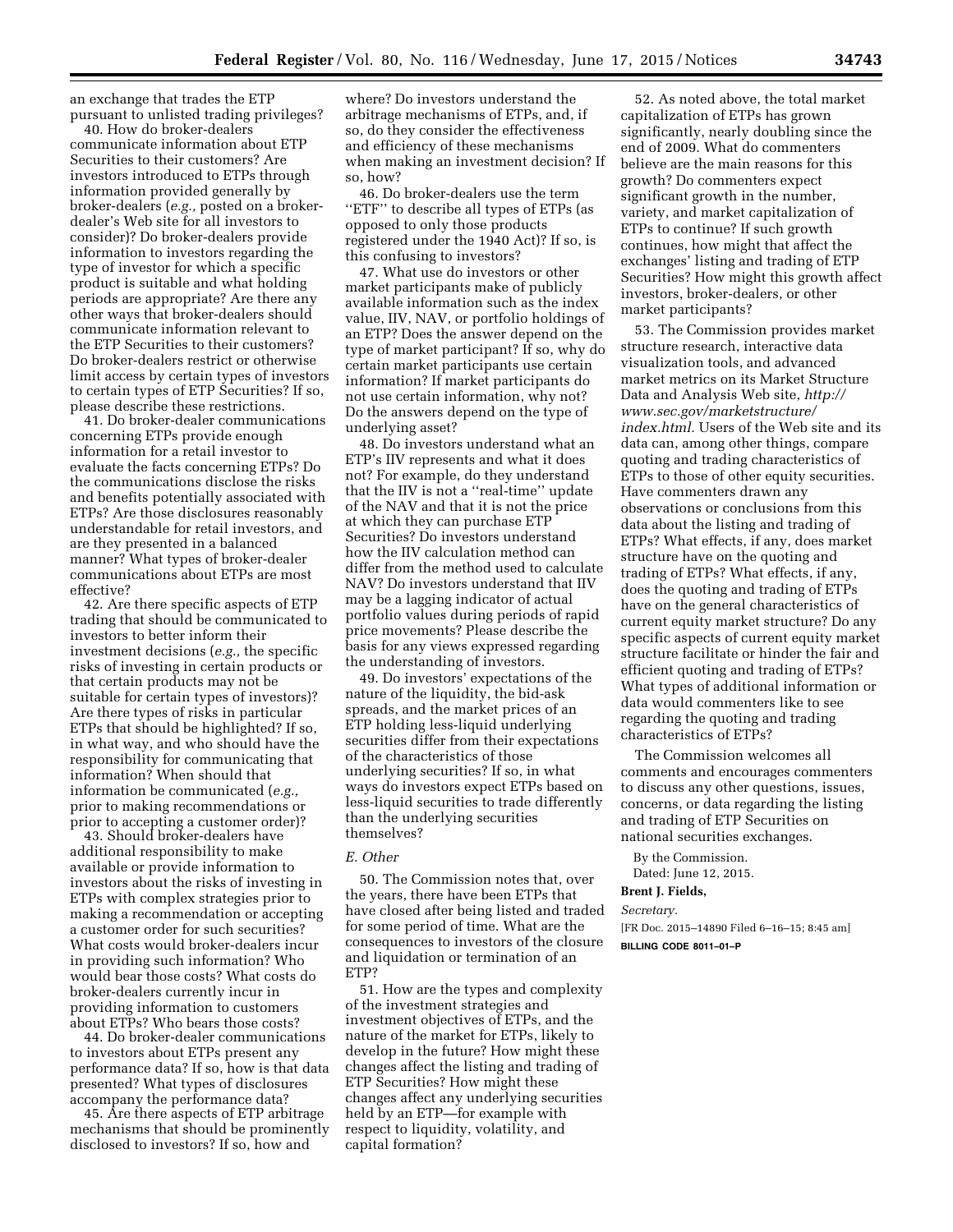an exchange that trades the ETP pursuant to unlisted trading privileges?

40. How do broker-dealers communicate information about ETP Securities to their customers? Are investors introduced to ETPs through information provided generally by broker-dealers (*e.g.,* posted on a broker-dealer's Web site for all investors to consider)? Do broker-dealers provide information to investors regarding the type of investor for which a specific product is suitable and what holding periods are appropriate? Are there any other ways that broker-dealers should communicate information relevant to the ETP Securities to their customers? Do broker-dealers restrict or otherwise limit access by certain types of investors to certain types of ETP Securities? If so, please describe these restrictions.

41. Do broker-dealer communications concerning ETPs provide enough information for a retail investor to evaluate the facts concerning ETPs? Do the communications disclose the risks and benefits potentially associated with ETPs? Are those disclosures reasonably understandable for retail investors, and are they presented in a balanced manner? What types of broker-dealer communications about ETPs are most effective?

42. Are there specific aspects of ETP trading that should be communicated to investors to better inform their investment decisions (*e.g.,* the specific risks of investing in certain products or that certain products may not be suitable for certain types of investors)? Are there types of risks in particular ETPs that should be highlighted? If so, in what way, and who should have the responsibility for communicating that information? When should that information be communicated (*e.g.,* prior to making recommendations or prior to accepting a customer order)?

43. Should broker-dealers have additional responsibility to make available or provide information to investors about the risks of investing in ETPs with complex strategies prior to making a recommendation or accepting a customer order for such securities? What costs would broker-dealers incur in providing such information? Who would bear those costs? What costs do broker-dealers currently incur in providing information to customers about ETPs? Who bears those costs?

44. Do broker-dealer communications to investors about ETPs present any performance data? If so, how is that data presented? What types of disclosures accompany the performance data?

45. Are there aspects of ETP arbitrage mechanisms that should be prominently disclosed to investors? If so, how and where? Do investors understand the arbitrage mechanisms of ETPs, and, if so, do they consider the effectiveness and efficiency of these mechanisms when making an investment decision? If so, how?

46. Do broker-dealers use the term ''ETF'' to describe all types of ETPs (as opposed to only those products registered under the 1940 Act)? If so, is this confusing to investors?

47. What use do investors or other market participants make of publicly available information such as the index value, IIV, NAV, or portfolio holdings of an ETP? Does the answer depend on the type of market participant? If so, why do certain market participants use certain information? If market participants do not use certain information, why not? Do the answers depend on the type of underlying asset?

48. Do investors understand what an ETP's IIV represents and what it does not? For example, do they understand that the IIV is not a ''real-time'' update of the NAV and that it is not the price at which they can purchase ETP Securities? Do investors understand how the IIV calculation method can differ from the method used to calculate NAV? Do investors understand that IIV may be a lagging indicator of actual portfolio values during periods of rapid price movements? Please describe the basis for any views expressed regarding the understanding of investors.

49. Do investors' expectations of the nature of the liquidity, the bid-ask spreads, and the market prices of an ETP holding less-liquid underlying securities differ from their expectations of the characteristics of those underlying securities? If so, in what ways do investors expect ETPs based on less-liquid securities to trade differently than the underlying securities themselves?

### *E. Other*

50. The Commission notes that, over the years, there have been ETPs that have closed after being listed and traded for some period of time. What are the consequences to investors of the closure and liquidation or termination of an ETP?

51. How are the types and complexity of the investment strategies and investment objectives of ETPs, and the nature of the market for ETPs, likely to develop in the future? How might these changes affect the listing and trading of ETP Securities? How might these changes affect any underlying securities held by an ETP—for example with respect to liquidity, volatility, and capital formation?

52. As noted above, the total market capitalization of ETPs has grown significantly, nearly doubling since the end of 2009. What do commenters believe are the main reasons for this growth? Do commenters expect significant growth in the number, variety, and market capitalization of ETPs to continue? If such growth continues, how might that affect the exchanges' listing and trading of ETP Securities? How might this growth affect investors, broker-dealers, or other market participants?

53. The Commission provides market structure research, interactive data visualization tools, and advanced market metrics on its Market Structure Data and Analysis Web site, *http://www.sec.gov/marketstructure/index.html.* Users of the Web site and its data can, among other things, compare quoting and trading characteristics of ETPs to those of other equity securities. Have commenters drawn any observations or conclusions from this data about the listing and trading of ETPs? What effects, if any, does market structure have on the quoting and trading of ETPs? What effects, if any, does the quoting and trading of ETPs have on the general characteristics of current equity market structure? Do any specific aspects of current equity market structure facilitate or hinder the fair and efficient quoting and trading of ETPs? What types of additional information or data would commenters like to see regarding the quoting and trading characteristics of ETPs?

The Commission welcomes all comments and encourages commenters to discuss any other questions, issues, concerns, or data regarding the listing and trading of ETP Securities on national securities exchanges.

By the Commission.

Dated: June 12, 2015.

**Brent J. Fields,**

*Secretary.*

[FR Doc. 2015–14890 Filed 6–16–15; 8:45 am]

**BILLING CODE 8011–01–P**